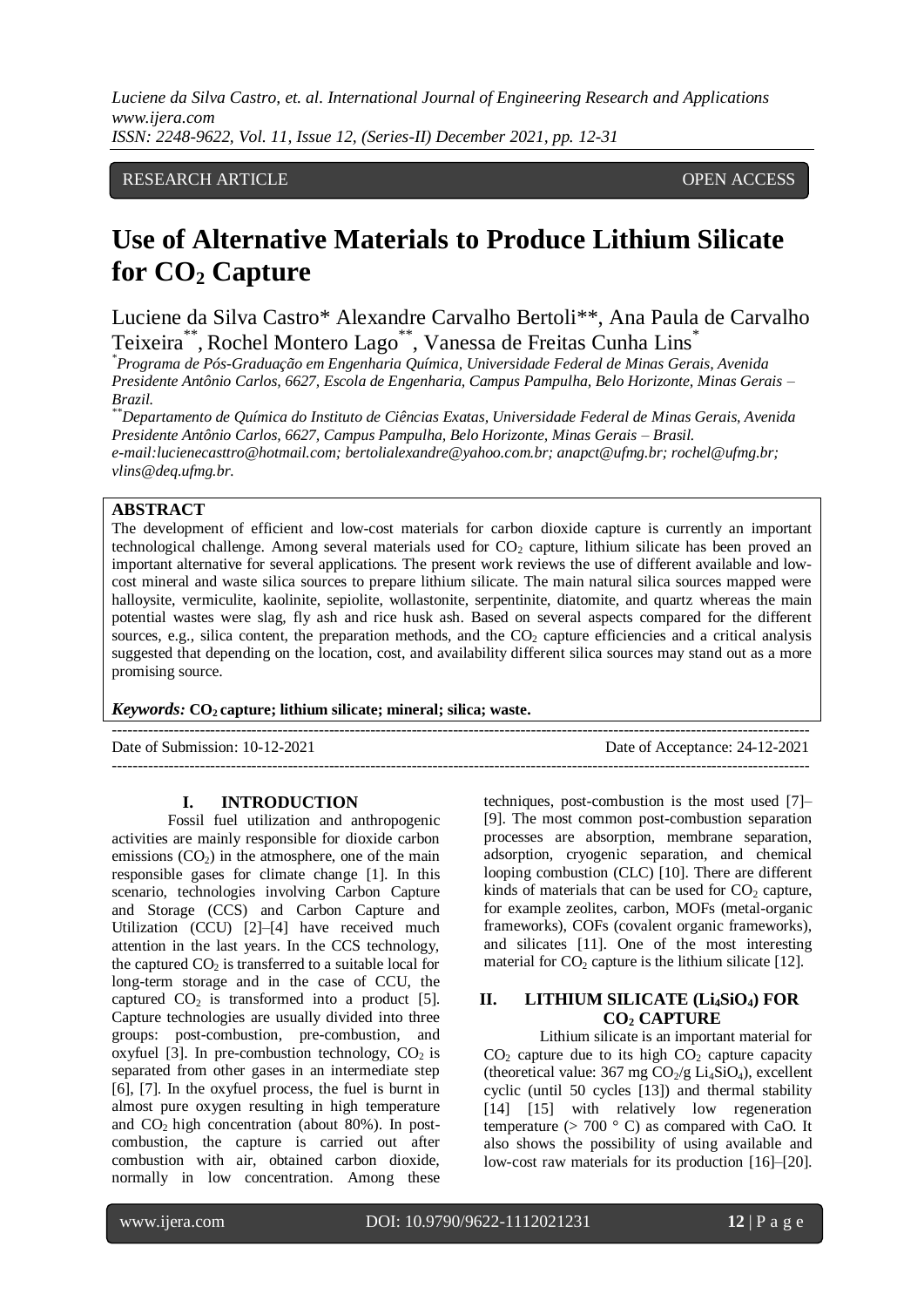RESEARCH ARTICLE OPEN ACCESS

# Use of Alternative Materials to Produce Lithium Silicate for $CO_2$ Capture

Luciene da Silva Castro* Alexandre Carvalho Bertoli**, Ana Paula de Carvalho Teixeira**, Rochel Montero Lago**, Vanessa de Freitas Cunha Lins*

*Programa de Pós-Graduação em Engenharia Química, Universidade Federal de Minas Gerais, Avenida Presidente Antônio Carlos, 6627, Escola de Engenharia, Campus Pampulha, Belo Horizonte, Minas Gerais – Brazil.*

**Departamento de Química do Instituto de Ciências Exatas, Universidade Federal de Minas Gerais, Avenida Presidente Antônio Carlos, 6627, Campus Pampulha, Belo Horizonte, Minas Gerais – Brasil.*

*e-mail:lucienecasttro@hotmail.com; bertolialexandre@yahoo.com.br; anapct@ufmg.br; rochel@ufmg.br; vlins@deq.ufmg.br.*

## ABSTRACT

The development of efficient and low-cost materials for carbon dioxide capture is currently an important technological challenge. Among several materials used for $CO_2$ capture, lithium silicate has been proved an important alternative for several applications. The present work reviews the use of different available and low-cost mineral and waste silica sources to prepare lithium silicate. The main natural silica sources mapped were halloysite, vermiculite, kaolinite, sepiolite, wollastonite, serpentinite, diatomite, and quartz whereas the main potential wastes were slag, fly ash and rice husk ash. Based on several aspects compared for the different sources, e.g., silica content, the preparation methods, and the $CO_2$ capture efficiencies and a critical analysis suggested that depending on the location, cost, and availability different silica sources may stand out as a more promising source.

***Keywords:*** **$CO_2$ capture; lithium silicate; mineral; silica; waste.**

---

Date of Submission: 10-12-2021 Date of Acceptance: 24-12-2021

---

## I. INTRODUCTION

Fossil fuel utilization and anthropogenic activities are mainly responsible for dioxide carbon emissions ($CO_2$) in the atmosphere, one of the main responsible gases for climate change [1]. In this scenario, technologies involving Carbon Capture and Storage (CCS) and Carbon Capture and Utilization (CCU) [2]–[4] have received much attention in the last years. In the CCS technology, the captured $CO_2$ is transferred to a suitable local for long-term storage and in the case of CCU, the captured $CO_2$ is transformed into a product [5]. Capture technologies are usually divided into three groups: post-combustion, pre-combustion, and oxyfuel [3]. In pre-combustion technology, $CO_2$ is separated from other gases in an intermediate step [6], [7]. In the oxyfuel process, the fuel is burnt in almost pure oxygen resulting in high temperature and $CO_2$ high concentration (about 80%). In post-combustion, the capture is carried out after combustion with air, obtained carbon dioxide, normally in low concentration. Among these techniques, post-combustion is the most used [7]–[9]. The most common post-combustion separation processes are absorption, membrane separation, adsorption, cryogenic separation, and chemical looping combustion (CLC) [10]. There are different kinds of materials that can be used for $CO_2$ capture, for example zeolites, carbon, MOFs (metal-organic frameworks), COFs (covalent organic frameworks), and silicates [11]. One of the most interesting material for $CO_2$ capture is the lithium silicate [12].

## II. LITHIUM SILICATE ($Li_4SiO_4$) FOR $CO_2$ CAPTURE

Lithium silicate is an important material for $CO_2$ capture due to its high $CO_2$ capture capacity (theoretical value: 367 mg $CO_2$/g $Li_4SiO_4$), excellent cyclic (until 50 cycles [13]) and thermal stability [14] [15] with relatively low regeneration temperature (> 700 ° C) as compared with CaO. It also shows the possibility of using available and low-cost raw materials for its production [16]–[20].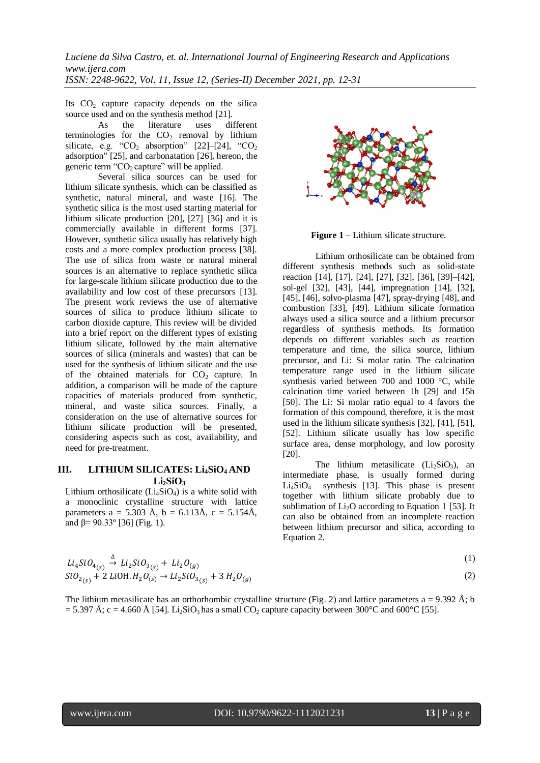Its $CO_2$ capture capacity depends on the silica source used and on the synthesis method [21].

As the literature uses different terminologies for the $CO_2$ removal by lithium silicate, e.g. "$CO_2$ absorption" [22]–[24], "$CO_2$ adsorption" [25], and carbonatation [26], hereon, the generic term "$CO_2$ capture" will be applied.

Several silica sources can be used for lithium silicate synthesis, which can be classified as synthetic, natural mineral, and waste [16]. The synthetic silica is the most used starting material for lithium silicate production [20], [27]–[36] and it is commercially available in different forms [37]. However, synthetic silica usually has relatively high costs and a more complex production process [38]. The use of silica from waste or natural mineral sources is an alternative to replace synthetic silica for large-scale lithium silicate production due to the availability and low cost of these precursors [13]. The present work reviews the use of alternative sources of silica to produce lithium silicate to carbon dioxide capture. This review will be divided into a brief report on the different types of existing lithium silicate, followed by the main alternative sources of silica (minerals and wastes) that can be used for the synthesis of lithium silicate and the use of the obtained materials for $CO_2$ capture. In addition, a comparison will be made of the capture capacities of materials produced from synthetic, mineral, and waste silica sources. Finally, a consideration on the use of alternative sources for lithium silicate production will be presented, considering aspects such as cost, availability, and need for pre-treatment.

## III. LITHIUM SILICATES: $Li_4SiO_4$ AND $Li_2SiO_3$

Lithium orthosilicate ($Li_4SiO_4$) is a white solid with a monoclinic crystalline structure with lattice parameters a = 5.303 Å, b = 6.113Å, c = 5.154Å, and β= 90.33º [36] (Fig. 1).

**Figure 1** – Lithium silicate structure.

Lithium orthosilicate can be obtained from different synthesis methods such as solid-state reaction [14], [17], [24], [27], [32], [36], [39]–[42], sol-gel [32], [43], [44], impregnation [14], [32], [45], [46], solvo-plasma [47], spray-drying [48], and combustion [33], [49]. Lithium silicate formation always used a silica source and a lithium precursor regardless of synthesis methods. Its formation depends on different variables such as reaction temperature and time, the silica source, lithium precursor, and Li: Si molar ratio. The calcination temperature range used in the lithium silicate synthesis varied between 700 and 1000 °C, while calcination time varied between 1h [29] and 15h [50]. The Li: Si molar ratio equal to 4 favors the formation of this compound, therefore, it is the most used in the lithium silicate synthesis [32], [41], [51], [52]. Lithium silicate usually has low specific surface area, dense morphology, and low porosity [20].

The lithium metasilicate ($Li_2SiO_3$), an intermediate phase, is usually formed during $Li_4SiO_4$ synthesis [13]. This phase is present together with lithium silicate probably due to sublimation of $Li_2O$ according to Equation 1 [53]. It can also be obtained from an incomplete reaction between lithium precursor and silica, according to Equation 2.

$$Li_4SiO_{4(s)} \xrightarrow{\Delta} Li_2SiO_{3(s)} + Li_2O_{(g)} \quad (1)$$

$$SiO_{2(s)} + 2\,LiOH.H_2O_{(s)} \rightarrow Li_2SiO_{3(s)} + 3\,H_2O_{(g)} \quad (2)$$

The lithium metasilicate has an orthorhombic crystalline structure (Fig. 2) and lattice parameters a = 9.392 Å; b = 5.397 Å; c = 4.660 Å [54]. $Li_2SiO_3$ has a small $CO_2$ capture capacity between 300°C and 600°C [55].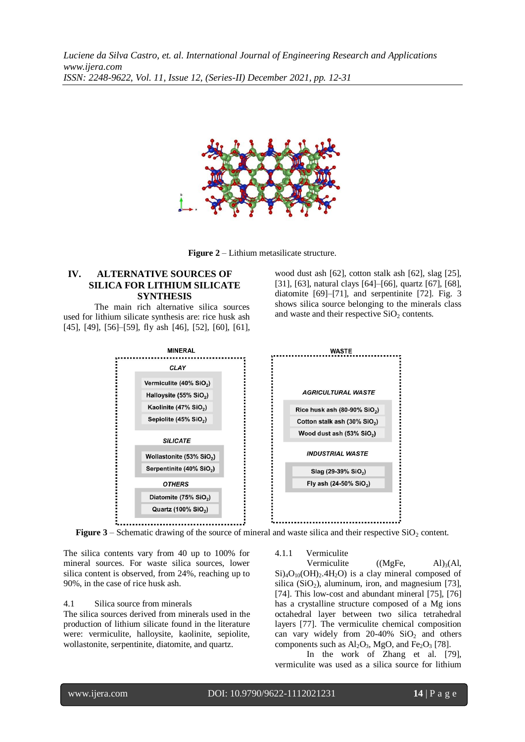**Figure 2** – Lithium metasilicate structure.

## IV. ALTERNATIVE SOURCES OF SILICA FOR LITHIUM SILICATE SYNTHESIS

The main rich alternative silica sources used for lithium silicate synthesis are: rice husk ash [45], [49], [56]–[59], fly ash [46], [52], [60], [61], wood dust ash [62], cotton stalk ash [62], slag [25], [31], [63], natural clays [64]–[66], quartz [67], [68], diatomite [69]–[71], and serpentinite [72]. Fig. 3 shows silica source belonging to the minerals class and waste and their respective $SiO_2$ contents.

**Figure 3** – Schematic drawing of the source of mineral and waste silica and their respective $SiO_2$ content.

The silica contents vary from 40 up to 100% for mineral sources. For waste silica sources, lower silica content is observed, from 24%, reaching up to 90%, in the case of rice husk ash.

### 4.1 Silica source from minerals

The silica sources derived from minerals used in the production of lithium silicate found in the literature were: vermiculite, halloysite, kaolinite, sepiolite, wollastonite, serpentinite, diatomite, and quartz.

#### 4.1.1 Vermiculite

Vermiculite ($(MgFe, Al)_3(Al, Si)_4O_{10}(OH)_2.4H_2O$) is a clay mineral composed of silica ($SiO_2$), aluminum, iron, and magnesium [73], [74]. This low-cost and abundant mineral [75], [76] has a crystalline structure composed of a Mg ions octahedral layer between two silica tetrahedral layers [77]. The vermiculite chemical composition can vary widely from 20-40% $SiO_2$ and others components such as $Al_2O_3$, MgO, and $Fe_2O_3$ [78].

In the work of Zhang et al. [79], vermiculite was used as a silica source for lithium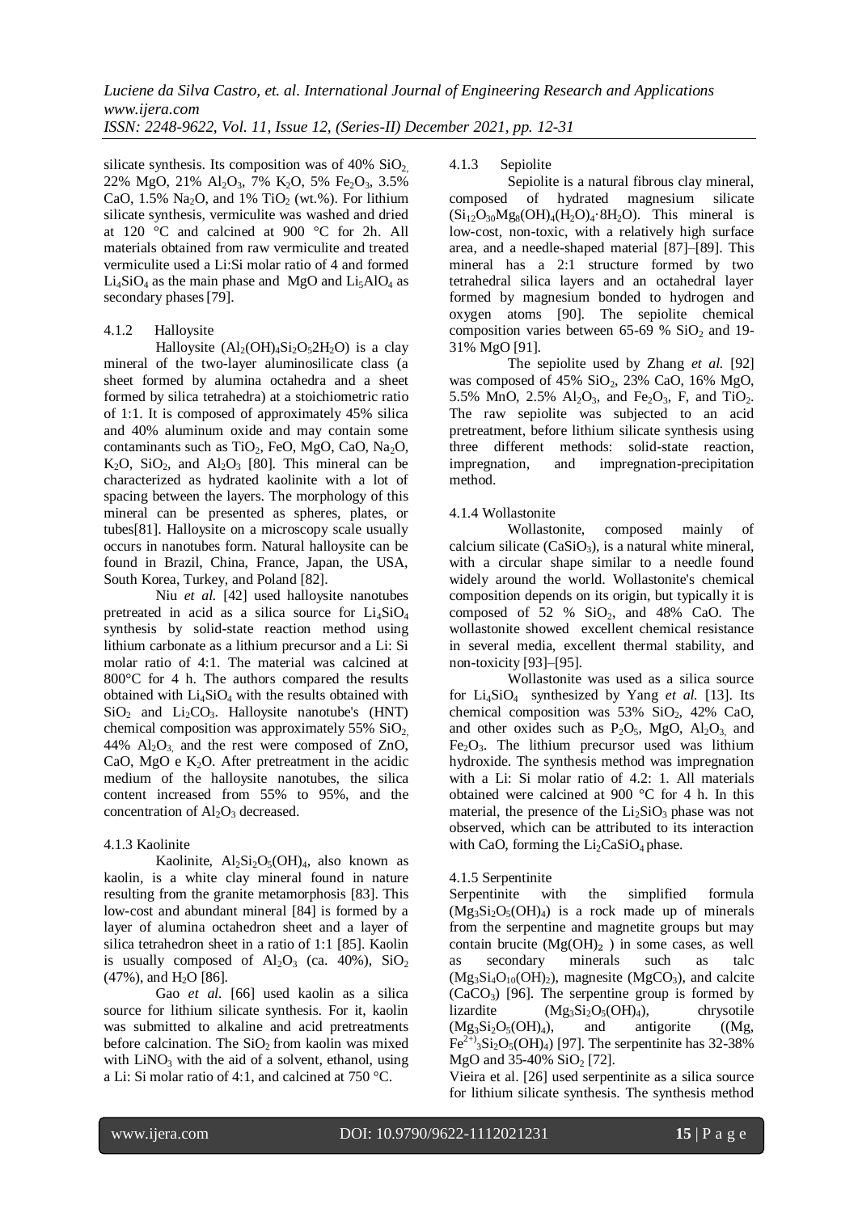silicate synthesis. Its composition was of 40% $SiO_2$, 22% MgO, 21% $Al_2O_3$, 7% $K_2O$, 5% $Fe_2O_3$, 3.5% CaO, 1.5% $Na_2O$, and 1% $TiO_2$ (wt.%). For lithium silicate synthesis, vermiculite was washed and dried at 120 °C and calcined at 900 °C for 2h. All materials obtained from raw vermiculite and treated vermiculite used a Li:Si molar ratio of 4 and formed $Li_4SiO_4$ as the main phase and MgO and $Li_5AlO_4$ as secondary phases [79].

#### 4.1.2 Halloysite

Halloysite ($Al_2(OH)_4Si_2O_52H_2O$) is a clay mineral of the two-layer aluminosilicate class (a sheet formed by alumina octahedra and a sheet formed by silica tetrahedra) at a stoichiometric ratio of 1:1. It is composed of approximately 45% silica and 40% aluminum oxide and may contain some contaminants such as $TiO_2$, FeO, MgO, CaO, $Na_2O$, $K_2O$, $SiO_2$, and $Al_2O_3$ [80]. This mineral can be characterized as hydrated kaolinite with a lot of spacing between the layers. The morphology of this mineral can be presented as spheres, plates, or tubes[81]. Halloysite on a microscopy scale usually occurs in nanotubes form. Natural halloysite can be found in Brazil, China, France, Japan, the USA, South Korea, Turkey, and Poland [82].

Niu *et al.* [42] used halloysite nanotubes pretreated in acid as a silica source for $Li_4SiO_4$ synthesis by solid-state reaction method using lithium carbonate as a lithium precursor and a Li: Si molar ratio of 4:1. The material was calcined at 800°C for 4 h. The authors compared the results obtained with $Li_4SiO_4$ with the results obtained with $SiO_2$ and $Li_2CO_3$. Halloysite nanotube's (HNT) chemical composition was approximately 55% $SiO_2$, 44% $Al_2O_3$, and the rest were composed of ZnO, CaO, MgO e $K_2O$. After pretreatment in the acidic medium of the halloysite nanotubes, the silica content increased from 55% to 95%, and the concentration of $Al_2O_3$ decreased.

#### 4.1.3 Kaolinite

Kaolinite, $Al_2Si_2O_5(OH)_4$, also known as kaolin, is a white clay mineral found in nature resulting from the granite metamorphosis [83]. This low-cost and abundant mineral [84] is formed by a layer of alumina octahedron sheet and a layer of silica tetrahedron sheet in a ratio of 1:1 [85]. Kaolin is usually composed of $Al_2O_3$ (ca. 40%), $SiO_2$ (47%), and $H_2O$ [86].

Gao *et al.* [66] used kaolin as a silica source for lithium silicate synthesis. For it, kaolin was submitted to alkaline and acid pretreatments before calcination. The $SiO_2$ from kaolin was mixed with $LiNO_3$ with the aid of a solvent, ethanol, using a Li: Si molar ratio of 4:1, and calcined at 750 °C.

#### 4.1.3 Sepiolite

Sepiolite is a natural fibrous clay mineral, composed of hydrated magnesium silicate ($Si_{12}O_{30}Mg_8(OH)_4(H_2O)_4{\cdot}8H_2O$). This mineral is low-cost, non-toxic, with a relatively high surface area, and a needle-shaped material [87]–[89]. This mineral has a 2:1 structure formed by two tetrahedral silica layers and an octahedral layer formed by magnesium bonded to hydrogen and oxygen atoms [90]. The sepiolite chemical composition varies between 65-69 % $SiO_2$ and 19-31% MgO [91].

The sepiolite used by Zhang *et al.* [92] was composed of 45% $SiO_2$, 23% CaO, 16% MgO, 5.5% MnO, 2.5% $Al_2O_3$, and $Fe_2O_3$, F, and $TiO_2$. The raw sepiolite was subjected to an acid pretreatment, before lithium silicate synthesis using three different methods: solid-state reaction, impregnation, and impregnation-precipitation method.

#### 4.1.4 Wollastonite

Wollastonite, composed mainly of calcium silicate ($CaSiO_3$), is a natural white mineral, with a circular shape similar to a needle found widely around the world. Wollastonite's chemical composition depends on its origin, but typically it is composed of 52 % $SiO_2$, and 48% CaO. The wollastonite showed excellent chemical resistance in several media, excellent thermal stability, and non-toxicity [93]–[95].

Wollastonite was used as a silica source for $Li_4SiO_4$ synthesized by Yang *et al.* [13]. Its chemical composition was 53% $SiO_2$, 42% CaO, and other oxides such as $P_2O_5$, MgO, $Al_2O_3$, and $Fe_2O_3$. The lithium precursor used was lithium hydroxide. The synthesis method was impregnation with a Li: Si molar ratio of 4.2: 1. All materials obtained were calcined at 900 °C for 4 h. In this material, the presence of the $Li_2SiO_3$ phase was not observed, which can be attributed to its interaction with CaO, forming the $Li_2CaSiO_4$ phase.

#### 4.1.5 Serpentinite

Serpentinite with the simplified formula ($Mg_3Si_2O_5(OH)_4$) is a rock made up of minerals from the serpentine and magnetite groups but may contain brucite ($Mg(OH)_2$) in some cases, as well as secondary minerals such as talc ($Mg_3Si_4O_{10}(OH)_2$), magnesite ($MgCO_3$), and calcite ($CaCO_3$) [96]. The serpentine group is formed by lizardite ($Mg_3Si_2O_5(OH)_4$), chrysotile ($Mg_3Si_2O_5(OH)_4$), and antigorite ($(Mg, Fe^{2+})_3Si_2O_5(OH)_4$) [97]. The serpentinite has 32-38% MgO and 35-40% $SiO_2$ [72].

Vieira et al. [26] used serpentinite as a silica source for lithium silicate synthesis. The synthesis method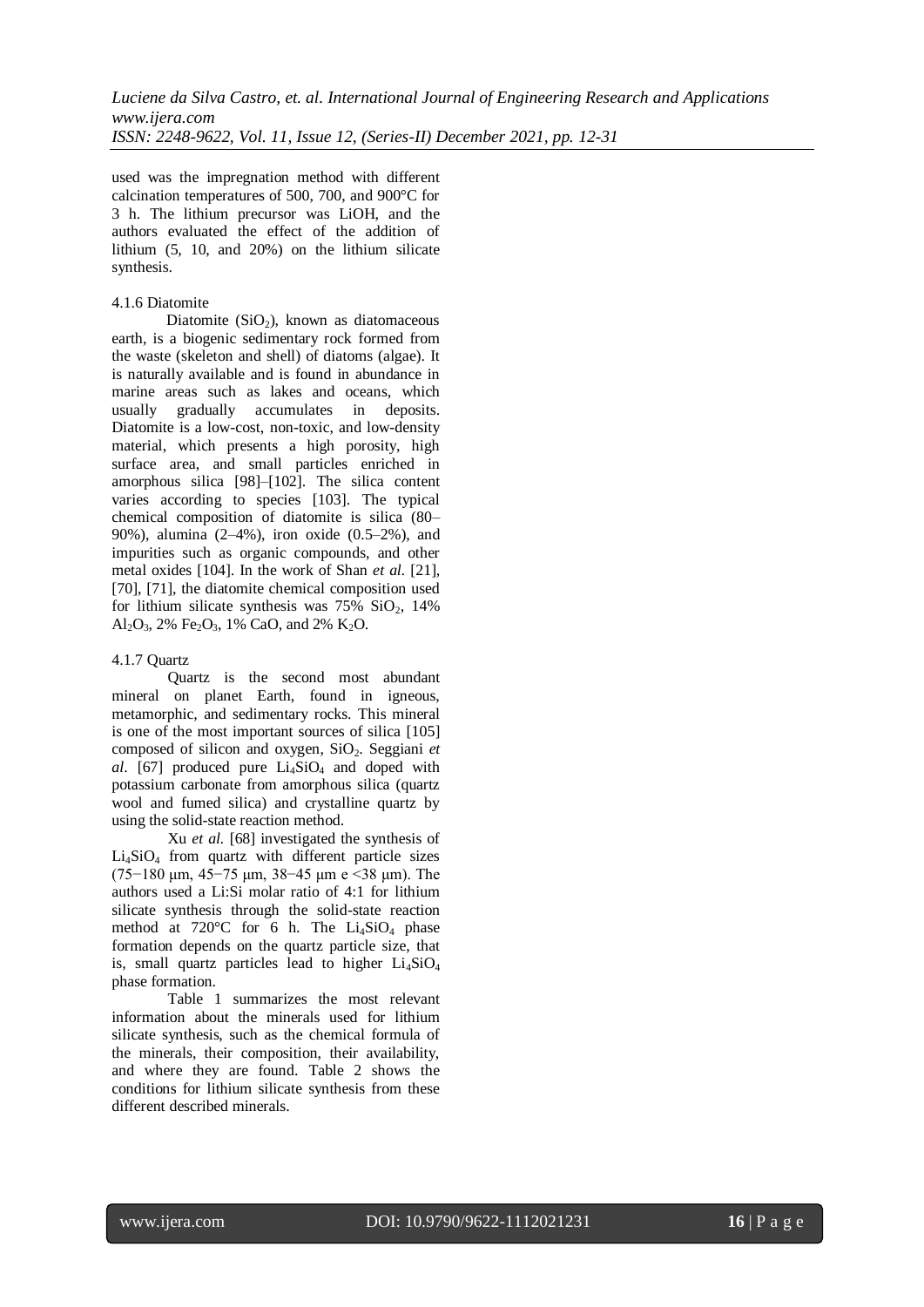used was the impregnation method with different calcination temperatures of 500, 700, and 900°C for 3 h. The lithium precursor was LiOH, and the authors evaluated the effect of the addition of lithium (5, 10, and 20%) on the lithium silicate synthesis.

#### 4.1.6 Diatomite

Diatomite ($SiO_2$), known as diatomaceous earth, is a biogenic sedimentary rock formed from the waste (skeleton and shell) of diatoms (algae). It is naturally available and is found in abundance in marine areas such as lakes and oceans, which usually gradually accumulates in deposits. Diatomite is a low-cost, non-toxic, and low-density material, which presents a high porosity, high surface area, and small particles enriched in amorphous silica [98]–[102]. The silica content varies according to species [103]. The typical chemical composition of diatomite is silica (80–90%), alumina (2–4%), iron oxide (0.5–2%), and impurities such as organic compounds, and other metal oxides [104]. In the work of Shan *et al*. [21], [70], [71], the diatomite chemical composition used for lithium silicate synthesis was 75% $SiO_2$, 14% $Al_2O_3$, 2% $Fe_2O_3$, 1% CaO, and 2% $K_2O$.

#### 4.1.7 Quartz

Quartz is the second most abundant mineral on planet Earth, found in igneous, metamorphic, and sedimentary rocks. This mineral is one of the most important sources of silica [105] composed of silicon and oxygen, $SiO_2$. Seggiani *et al*. [67] produced pure $Li_4SiO_4$ and doped with potassium carbonate from amorphous silica (quartz wool and fumed silica) and crystalline quartz by using the solid-state reaction method.

Xu *et al.* [68] investigated the synthesis of $Li_4SiO_4$ from quartz with different particle sizes (75−180 μm, 45−75 μm, 38−45 μm e <38 μm). The authors used a Li:Si molar ratio of 4:1 for lithium silicate synthesis through the solid-state reaction method at 720°C for 6 h. The $Li_4SiO_4$ phase formation depends on the quartz particle size, that is, small quartz particles lead to higher $Li_4SiO_4$ phase formation.

Table 1 summarizes the most relevant information about the minerals used for lithium silicate synthesis, such as the chemical formula of the minerals, their composition, their availability, and where they are found. Table 2 shows the conditions for lithium silicate synthesis from these different described minerals.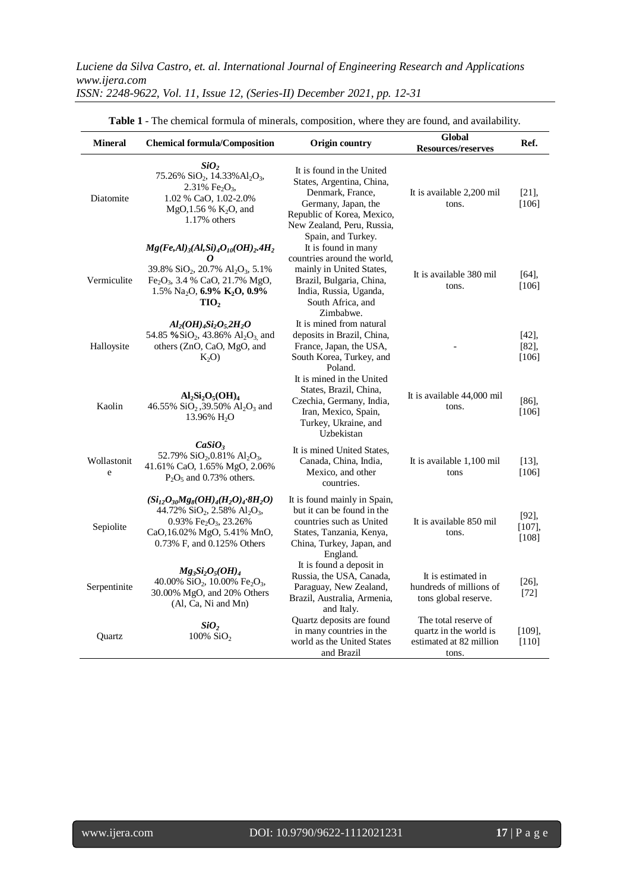**Table 1** - The chemical formula of minerals, composition, where they are found, and availability.

| Mineral | Chemical formula/Composition | Origin country | Global Resources/reserves | Ref. |
|---|---|---|---|---|
| Diatomite | ***$SiO_2$*** 75.26% $SiO_2$, 14.33%$Al_2O_3$, 2.31% $Fe_2O_3$, 1.02 % CaO, 1.02-2.0% MgO,1.56 % $K_2O$, and 1.17% others | It is found in the United States, Argentina, China, Denmark, France, Germany, Japan, the Republic of Korea, Mexico, New Zealand, Peru, Russia, Spain, and Turkey. | It is available 2,200 mil tons. | [21], [106] |
| Vermiculite | ***$Mg(Fe,Al)_3(Al,Si)_4O_{10}(OH)_2.4H_2O$*** 39.8% $SiO_2$, 20.7% $Al_2O_3$, 5.1% $Fe_2O_3$, 3.4 % CaO, 21.7% MgO, 1.5% $Na_2O$, **6.9% $K_2O$, 0.9% $TIO_2$** | It is found in many countries around the world, mainly in United States, Brazil, Bulgaria, China, India, Russia, Uganda, South Africa, and Zimbabwe. | It is available 380 mil tons. | [64], [106] |
| Halloysite | ***$Al_2(OH)_4Si_2O_5.2H_2O$*** 54.85 **%**$SiO_2$, 43.86% $Al_2O_3$ and others (ZnO, CaO, MgO, and $K_2O$) | It is mined from natural deposits in Brazil, China, France, Japan, the USA, South Korea, Turkey, and Poland. | - | [42], [82], [106] |
| Kaolin | **$Al_2Si_2O_5(OH)_4$** 46.55% $SiO_2$ ,39.50% $Al_2O_3$ and 13.96% $H_2O$ | It is mined in the United States, Brazil, China, Czechia, Germany, India, Iran, Mexico, Spain, Turkey, Ukraine, and Uzbekistan | It is available 44,000 mil tons. | [86], [106] |
| Wollastonite | ***$CaSiO_3$*** 52.79% $SiO_2$,0.81% $Al_2O_3$, 41.61% CaO, 1.65% MgO, 2.06% $P_2O_5$ and 0.73% others. | It is mined United States, Canada, China, India, Mexico, and other countries. | It is available 1,100 mil tons | [13], [106] |
| Sepiolite | ***$(Si_{12}O_{30}Mg_8(OH)_4(H_2O)_4{\cdot}8H_2O)$*** 44.72% $SiO_2$, 2.58% $Al_2O_3$, 0.93% $Fe_2O_3$, 23.26% CaO,16.02% MgO, 5.41% MnO, 0.73% F, and 0.125% Others | It is found mainly in Spain, but it can be found in the countries such as United States, Tanzania, Kenya, China, Turkey, Japan, and England. | It is available 850 mil tons. | [92], [107], [108] |
| Serpentinite | ***$Mg_3Si_2O_5(OH)_4$*** 40.00% $SiO_2$, 10.00% $Fe_2O_3$, 30.00% MgO, and 20% Others (Al, Ca, Ni and Mn) | It is found a deposit in Russia, the USA, Canada, Paraguay, New Zealand, Brazil, Australia, Armenia, and Italy. | It is estimated in hundreds of millions of tons global reserve. | [26], [72] |
| Quartz | ***$SiO_2$*** 100% $SiO_2$ | Quartz deposits are found in many countries in the world as the United States and Brazil | The total reserve of quartz in the world is estimated at 82 million tons. | [109], [110] |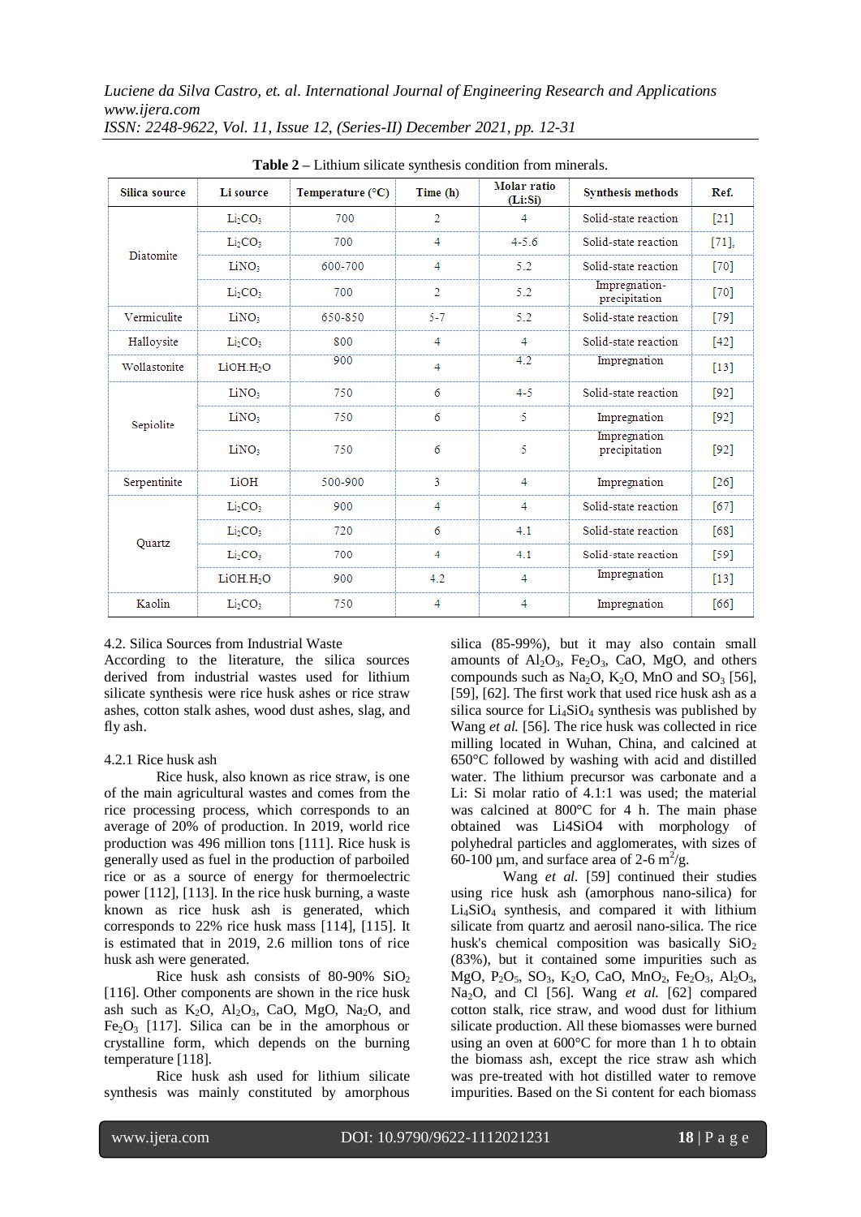**Table 2** – Lithium silicate synthesis condition from minerals.

| Silica source | Li source | Temperature (°C) | Time (h) | Molar ratio (Li:Si) | Synthesis methods | Ref. |
|---|---|---|---|---|---|---|
| Diatomite | $Li_2CO_3$ | 700 | 2 | 4 | Solid-state reaction | [21] |
| | $Li_2CO_3$ | 700 | 4 | 4-5.6 | Solid-state reaction | [71], |
| | $LiNO_3$ | 600-700 | 4 | 5.2 | Solid-state reaction | [70] |
| | $Li_2CO_3$ | 700 | 2 | 5.2 | Impregnation-precipitation | [70] |
| Vermiculite | $LiNO_3$ | 650-850 | 5-7 | 5.2 | Solid-state reaction | [79] |
| Halloysite | $Li_2CO_3$ | 800 | 4 | 4 | Solid-state reaction | [42] |
| Wollastonite | $LiOH.H_2O$ | 900 | 4 | 4.2 | Impregnation | [13] |
| Sepiolite | $LiNO_3$ | 750 | 6 | 4-5 | Solid-state reaction | [92] |
| | $LiNO_3$ | 750 | 6 | 5 | Impregnation | [92] |
| | $LiNO_3$ | 750 | 6 | 5 | Impregnation precipitation | [92] |
| Serpentinite | LiOH | 500-900 | 3 | 4 | Impregnation | [26] |
| Quartz | $Li_2CO_3$ | 900 | 4 | 4 | Solid-state reaction | [67] |
| | $Li_2CO_3$ | 720 | 6 | 4.1 | Solid-state reaction | [68] |
| | $Li_2CO_3$ | 700 | 4 | 4.1 | Solid-state reaction | [59] |
| | $LiOH.H_2O$ | 900 | 4.2 | 4 | Impregnation | [13] |
| Kaolin | $Li_2CO_3$ | 750 | 4 | 4 | Impregnation | [66] |

### 4.2. Silica Sources from Industrial Waste

According to the literature, the silica sources derived from industrial wastes used for lithium silicate synthesis were rice husk ashes or rice straw ashes, cotton stalk ashes, wood dust ashes, slag, and fly ash.

#### 4.2.1 Rice husk ash

Rice husk, also known as rice straw, is one of the main agricultural wastes and comes from the rice processing process, which corresponds to an average of 20% of production. In 2019, world rice production was 496 million tons [111]. Rice husk is generally used as fuel in the production of parboiled rice or as a source of energy for thermoelectric power [112], [113]. In the rice husk burning, a waste known as rice husk ash is generated, which corresponds to 22% rice husk mass [114], [115]. It is estimated that in 2019, 2.6 million tons of rice husk ash were generated.

Rice husk ash consists of 80-90% $SiO_2$ [116]. Other components are shown in the rice husk ash such as $K_2O$, $Al_2O_3$, CaO, MgO, $Na_2O$, and $Fe_2O_3$ [117]. Silica can be in the amorphous or crystalline form, which depends on the burning temperature [118].

Rice husk ash used for lithium silicate synthesis was mainly constituted by amorphous silica (85-99%), but it may also contain small amounts of $Al_2O_3$, $Fe_2O_3$, CaO, MgO, and others compounds such as $Na_2O$, $K_2O$, MnO and $SO_3$ [56], [59], [62]. The first work that used rice husk ash as a silica source for $Li_4SiO_4$ synthesis was published by Wang *et al.* [56]. The rice husk was collected in rice milling located in Wuhan, China, and calcined at 650°C followed by washing with acid and distilled water. The lithium precursor was carbonate and a Li: Si molar ratio of 4.1:1 was used; the material was calcined at 800°C for 4 h. The main phase obtained was Li4SiO4 with morphology of polyhedral particles and agglomerates, with sizes of 60-100 µm, and surface area of 2-6 $m^2$/g.

Wang *et al.* [59] continued their studies using rice husk ash (amorphous nano-silica) for $Li_4SiO_4$ synthesis, and compared it with lithium silicate from quartz and aerosil nano-silica. The rice husk's chemical composition was basically $SiO_2$ (83%), but it contained some impurities such as MgO, $P_2O_5$, $SO_3$, $K_2O$, CaO, $MnO_2$, $Fe_2O_3$, $Al_2O_3$, $Na_2O$, and Cl [56]. Wang *et al.* [62] compared cotton stalk, rice straw, and wood dust for lithium silicate production. All these biomasses were burned using an oven at 600°C for more than 1 h to obtain the biomass ash, except the rice straw ash which was pre-treated with hot distilled water to remove impurities. Based on the Si content for each biomass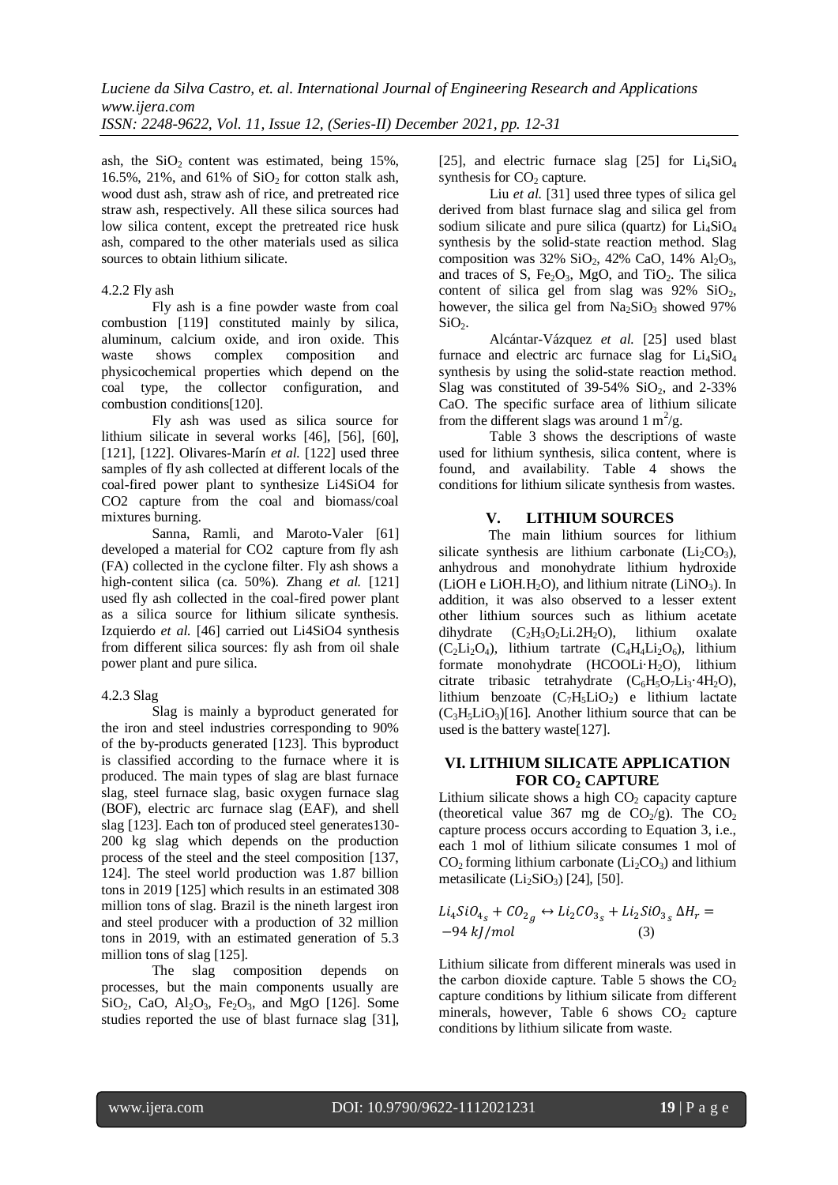ash, the $SiO_2$ content was estimated, being 15%, 16.5%, 21%, and 61% of $SiO_2$ for cotton stalk ash, wood dust ash, straw ash of rice, and pretreated rice straw ash, respectively. All these silica sources had low silica content, except the pretreated rice husk ash, compared to the other materials used as silica sources to obtain lithium silicate.

#### 4.2.2 Fly ash

Fly ash is a fine powder waste from coal combustion [119] constituted mainly by silica, aluminum, calcium oxide, and iron oxide. This waste shows complex composition and physicochemical properties which depend on the coal type, the collector configuration, and combustion conditions[120].

Fly ash was used as silica source for lithium silicate in several works [46], [56], [60], [121], [122]. Olivares-Marín *et al.* [122] used three samples of fly ash collected at different locals of the coal-fired power plant to synthesize Li4SiO4 for CO2 capture from the coal and biomass/coal mixtures burning.

Sanna, Ramli, and Maroto-Valer [61] developed a material for CO2 capture from fly ash (FA) collected in the cyclone filter. Fly ash shows a high-content silica (ca. 50%). Zhang *et al.* [121] used fly ash collected in the coal-fired power plant as a silica source for lithium silicate synthesis. Izquierdo *et al.* [46] carried out Li4SiO4 synthesis from different silica sources: fly ash from oil shale power plant and pure silica.

#### 4.2.3 Slag

Slag is mainly a byproduct generated for the iron and steel industries corresponding to 90% of the by-products generated [123]. This byproduct is classified according to the furnace where it is produced. The main types of slag are blast furnace slag, steel furnace slag, basic oxygen furnace slag (BOF), electric arc furnace slag (EAF), and shell slag [123]. Each ton of produced steel generates130-200 kg slag which depends on the production process of the steel and the steel composition [137, 124]. The steel world production was 1.87 billion tons in 2019 [125] which results in an estimated 308 million tons of slag. Brazil is the nineth largest iron and steel producer with a production of 32 million tons in 2019, with an estimated generation of 5.3 million tons of slag [125].

The slag composition depends on processes, but the main components usually are $SiO_2$, CaO, $Al_2O_3$, $Fe_2O_3$, and MgO [126]. Some studies reported the use of blast furnace slag [31], [25], and electric furnace slag [25] for $Li_4SiO_4$ synthesis for $CO_2$ capture.

Liu *et al.* [31] used three types of silica gel derived from blast furnace slag and silica gel from sodium silicate and pure silica (quartz) for $Li_4SiO_4$ synthesis by the solid-state reaction method. Slag composition was 32% $SiO_2$, 42% CaO, 14% $Al_2O_3$, and traces of S, $Fe_2O_3$, MgO, and $TiO_2$. The silica content of silica gel from slag was 92% $SiO_2$, however, the silica gel from $Na_2SiO_3$ showed 97% $SiO_2$.

Alcántar-Vázquez *et al.* [25] used blast furnace and electric arc furnace slag for $Li_4SiO_4$ synthesis by using the solid-state reaction method. Slag was constituted of 39-54% $SiO_2$, and 2-33% CaO. The specific surface area of lithium silicate from the different slags was around 1 $m^2$/g.

Table 3 shows the descriptions of waste used for lithium synthesis, silica content, where is found, and availability. Table 4 shows the conditions for lithium silicate synthesis from wastes.

## V. LITHIUM SOURCES

The main lithium sources for lithium silicate synthesis are lithium carbonate ($Li_2CO_3$), anhydrous and monohydrate lithium hydroxide (LiOH e $LiOH.H_2O$), and lithium nitrate ($LiNO_3$). In addition, it was also observed to a lesser extent other lithium sources such as lithium acetate dihydrate ($C_2H_3O_2Li.2H_2O$), lithium oxalate ($C_2Li_2O_4$), lithium tartrate ($C_4H_4Li_2O_6$), lithium formate monohydrate ($HCOOLi \cdot H_2O$), lithium citrate tribasic tetrahydrate ($C_6H_5O_7Li_3 \cdot 4H_2O$), lithium benzoate ($C_7H_5LiO_2$) e lithium lactate ($C_3H_5LiO_3$)[16]. Another lithium source that can be used is the battery waste[127].

## VI. LITHIUM SILICATE APPLICATION FOR $CO_2$ CAPTURE

Lithium silicate shows a high $CO_2$ capacity capture (theoretical value 367 mg de $CO_2$/g). The $CO_2$ capture process occurs according to Equation 3, i.e., each 1 mol of lithium silicate consumes 1 mol of $CO_2$ forming lithium carbonate ($Li_2CO_3$) and lithium metasilicate ($Li_2SiO_3$) [24], [50].

$$Li_4SiO_{4_s} + CO_{2_g} \leftrightarrow Li_2CO_{3_s} + Li_2SiO_{3_s} \; \Delta H_r = -94 \; kJ/mol \qquad (3)$$

Lithium silicate from different minerals was used in the carbon dioxide capture. Table 5 shows the $CO_2$ capture conditions by lithium silicate from different minerals, however, Table 6 shows $CO_2$ capture conditions by lithium silicate from waste.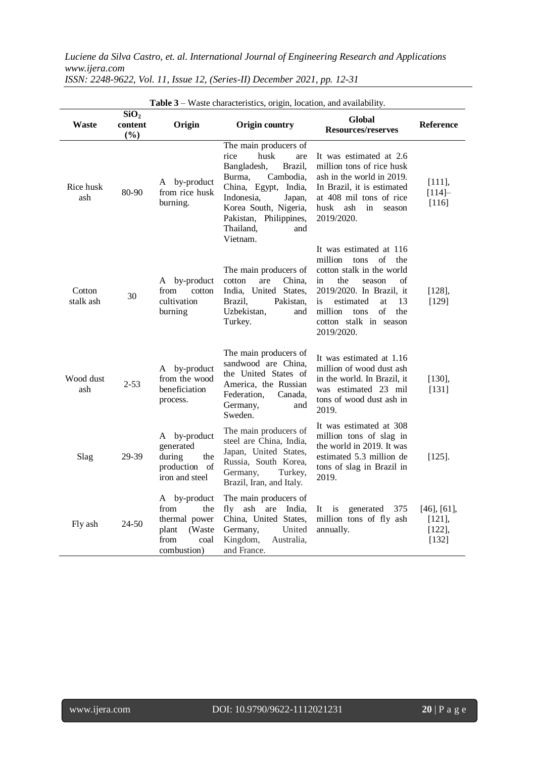**Table 3** – Waste characteristics, origin, location, and availability.

| Waste | $SiO_2$ content (%) | Origin | Origin country | Global Resources/reserves | Reference |
|---|---|---|---|---|---|
| Rice husk ash | 80-90 | A by-product from rice husk burning. | The main producers of rice husk are Bangladesh, Brazil, Burma, Cambodia, China, Egypt, India, Indonesia, Japan, Korea South, Nigeria, Pakistan, Philippines, Thailand, and Vietnam. | It was estimated at 2.6 million tons of rice husk ash in the world in 2019. In Brazil, it is estimated at 408 mil tons of rice husk ash in season 2019/2020. | [111], [114]–[116] |
| Cotton stalk ash | 30 | A by-product from cotton cultivation burning | The main producers of cotton are China, India, United States, Brazil, Pakistan, Uzbekistan, and Turkey. | It was estimated at 116 million tons of the cotton stalk in the world in the season of 2019/2020. In Brazil, it is estimated at 13 million tons of the cotton stalk in season 2019/2020. | [128], [129] |
| Wood dust ash | 2-53 | A by-product from the wood beneficiation process. | The main producers of sandwood are China, the United States of America, the Russian Federation, Canada, Germany, and Sweden. | It was estimated at 1.16 million of wood dust ash in the world. In Brazil, it was estimated 23 mil tons of wood dust ash in 2019. | [130], [131] |
| Slag | 29-39 | A by-product generated during the production of iron and steel | The main producers of steel are China, India, Japan, United States, Russia, South Korea, Germany, Turkey, Brazil, Iran, and Italy. | It was estimated at 308 million tons of slag in the world in 2019. It was estimated 5.3 million de tons of slag in Brazil in 2019. | [125]. |
| Fly ash | 24-50 | A by-product from the thermal power plant (Waste from coal combustion) | The main producers of fly ash are India, China, United States, Germany, United Kingdom, Australia, and France. | It is generated 375 million tons of fly ash annually. | [46], [61], [121], [122], [132] |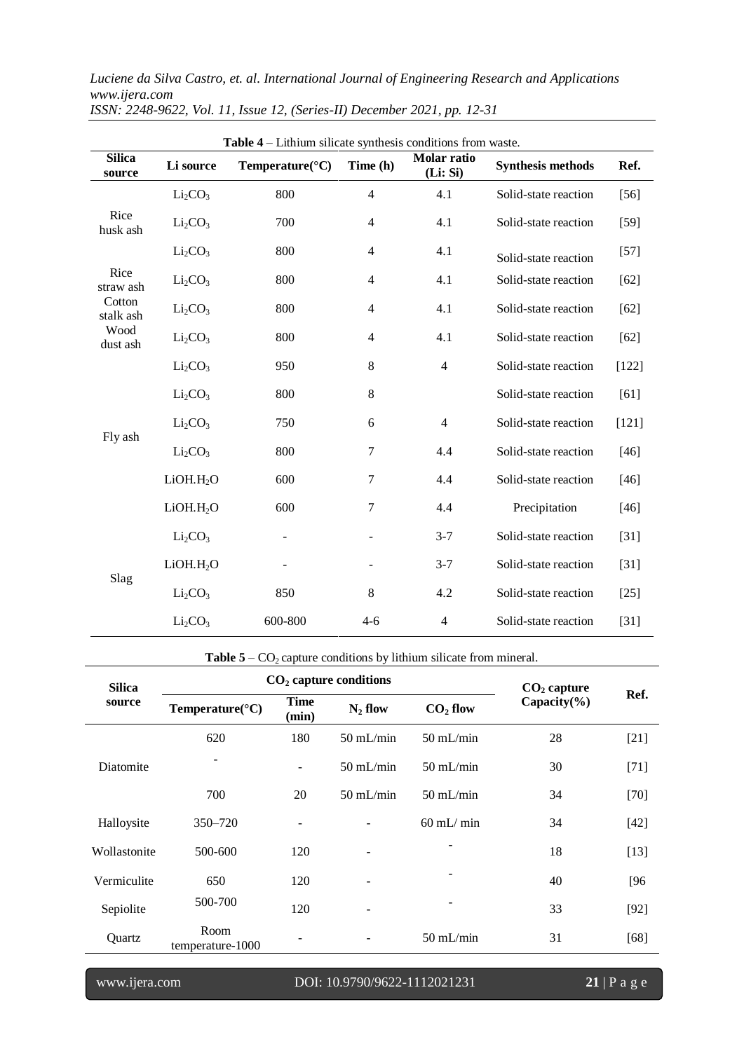**Table 4** – Lithium silicate synthesis conditions from waste.

| Silica source | Li source | Temperature(°C) | Time (h) | Molar ratio (Li: Si) | Synthesis methods | Ref. |
|---|---|---|---|---|---|---|
| Rice husk ash | $Li_2CO_3$ | 800 | 4 | 4.1 | Solid-state reaction | [56] |
| | $Li_2CO_3$ | 700 | 4 | 4.1 | Solid-state reaction | [59] |
| | $Li_2CO_3$ | 800 | 4 | 4.1 | Solid-state reaction | [57] |
| Rice straw ash | $Li_2CO_3$ | 800 | 4 | 4.1 | Solid-state reaction | [62] |
| Cotton stalk ash | $Li_2CO_3$ | 800 | 4 | 4.1 | Solid-state reaction | [62] |
| Wood dust ash | $Li_2CO_3$ | 800 | 4 | 4.1 | Solid-state reaction | [62] |
| Fly ash | $Li_2CO_3$ | 950 | 8 | 4 | Solid-state reaction | [122] |
| | $Li_2CO_3$ | 800 | 8 | | Solid-state reaction | [61] |
| | $Li_2CO_3$ | 750 | 6 | 4 | Solid-state reaction | [121] |
| | $Li_2CO_3$ | 800 | 7 | 4.4 | Solid-state reaction | [46] |
| | $LiOH.H_2O$ | 600 | 7 | 4.4 | Solid-state reaction | [46] |
| | $LiOH.H_2O$ | 600 | 7 | 4.4 | Precipitation | [46] |
| Slag | $Li_2CO_3$ | - | - | 3-7 | Solid-state reaction | [31] |
| | $LiOH.H_2O$ | - | - | 3-7 | Solid-state reaction | [31] |
| | $Li_2CO_3$ | 850 | 8 | 4.2 | Solid-state reaction | [25] |
| | $Li_2CO_3$ | 600-800 | 4-6 | 4 | Solid-state reaction | [31] |

**Table 5** – $CO_2$ capture conditions by lithium silicate from mineral.

| Silica source | $CO_2$ capture conditions | | | | $CO_2$ capture Capacity(%) | Ref. |
|---|---|---|---|---|---|---|
| | Temperature(°C) | Time (min) | $N_2$ flow | $CO_2$ flow | | |
| Diatomite | 620 | 180 | 50 mL/min | 50 mL/min | 28 | [21] |
| | - | - | 50 mL/min | 50 mL/min | 30 | [71] |
| | 700 | 20 | 50 mL/min | 50 mL/min | 34 | [70] |
| Halloysite | 350–720 | - | - | 60 mL/ min | 34 | [42] |
| Wollastonite | 500-600 | 120 | - | - | 18 | [13] |
| Vermiculite | 650 | 120 | - | - | 40 | [96 |
| Sepiolite | 500-700 | 120 | - | - | 33 | [92] |
| Quartz | Room temperature-1000 | - | - | 50 mL/min | 31 | [68] |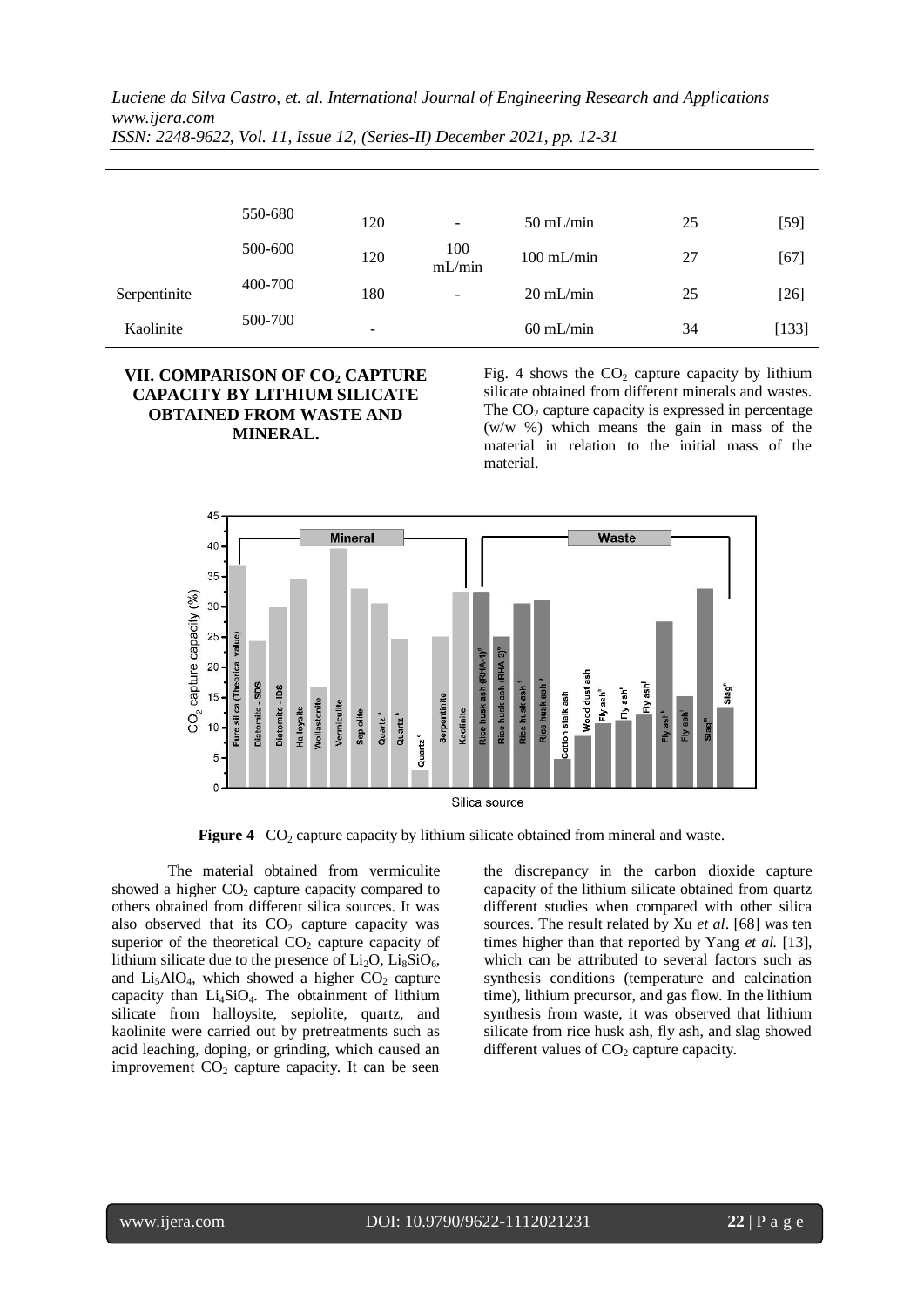|  | 550-680 | 120 | - | 50 mL/min | 25 | [59] |
|---|---|---|---|---|---|---|
|  | 500-600 | 120 | 100 mL/min | 100 mL/min | 27 | [67] |
| Serpentinite | 400-700 | 180 | - | 20 mL/min | 25 | [26] |
| Kaolinite | 500-700 | - |  | 60 mL/min | 34 | [133] |

## VII. COMPARISON OF $CO_2$ CAPTURE CAPACITY BY LITHIUM SILICATE OBTAINED FROM WASTE AND MINERAL.

Fig. 4 shows the $CO_2$ capture capacity by lithium silicate obtained from different minerals and wastes. The $CO_2$ capture capacity is expressed in percentage (w/w %) which means the gain in mass of the material in relation to the initial mass of the material.

**Figure 4**– $CO_2$ capture capacity by lithium silicate obtained from mineral and waste.

The material obtained from vermiculite showed a higher $CO_2$ capture capacity compared to others obtained from different silica sources. It was also observed that its $CO_2$ capture capacity was superior of the theoretical $CO_2$ capture capacity of lithium silicate due to the presence of $Li_2O$, $Li_8SiO_6$, and $Li_5AlO_4$, which showed a higher $CO_2$ capture capacity than $Li_4SiO_4$. The obtainment of lithium silicate from halloysite, sepiolite, quartz, and kaolinite were carried out by pretreatments such as acid leaching, doping, or grinding, which caused an improvement $CO_2$ capture capacity. It can be seen the discrepancy in the carbon dioxide capture capacity of the lithium silicate obtained from quartz different studies when compared with other silica sources. The result related by Xu *et al*. [68] was ten times higher than that reported by Yang *et al.* [13], which can be attributed to several factors such as synthesis conditions (temperature and calcination time), lithium precursor, and gas flow. In the lithium synthesis from waste, it was observed that lithium silicate from rice husk ash, fly ash, and slag showed different values of $CO_2$ capture capacity.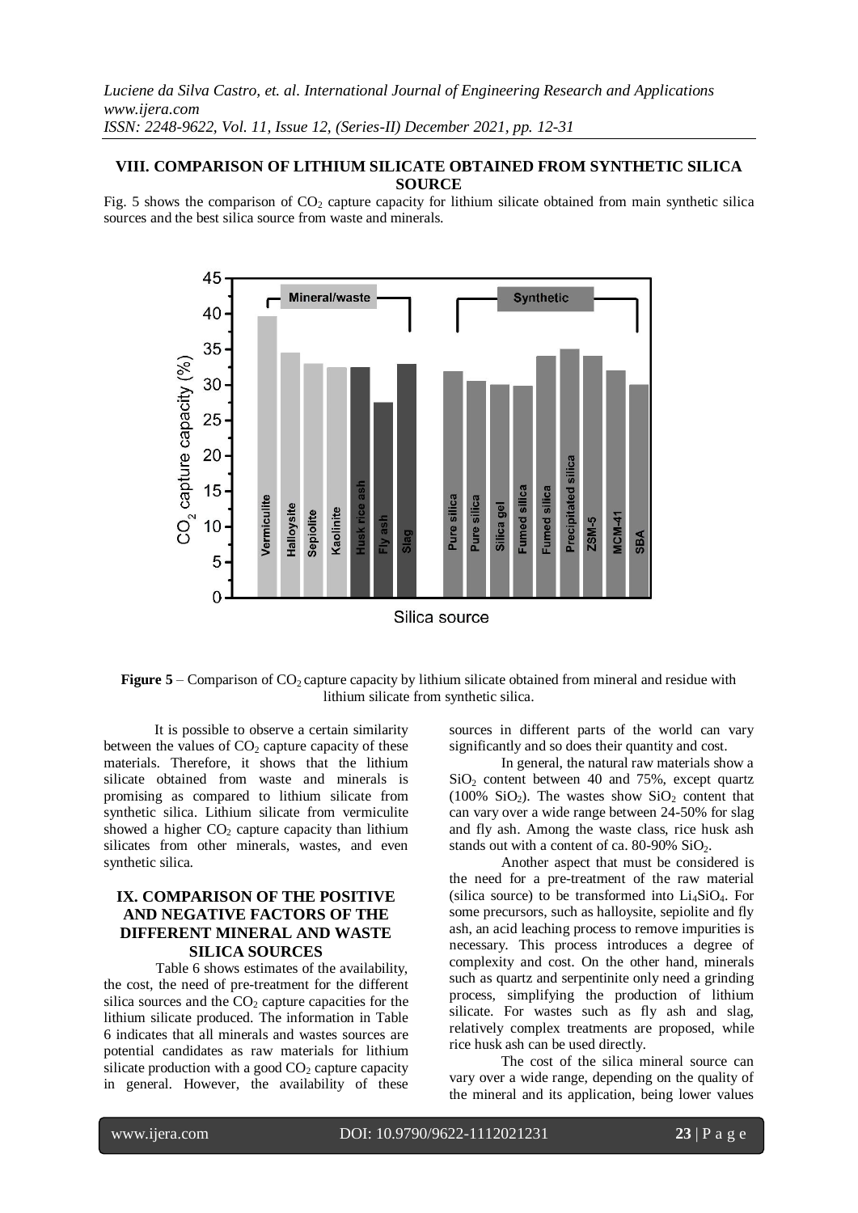## VIII. COMPARISON OF LITHIUM SILICATE OBTAINED FROM SYNTHETIC SILICA SOURCE

Fig. 5 shows the comparison of $CO_2$ capture capacity for lithium silicate obtained from main synthetic silica sources and the best silica source from waste and minerals.

**Figure 5** – Comparison of $CO_2$ capture capacity by lithium silicate obtained from mineral and residue with lithium silicate from synthetic silica.

It is possible to observe a certain similarity between the values of $CO_2$ capture capacity of these materials. Therefore, it shows that the lithium silicate obtained from waste and minerals is promising as compared to lithium silicate from synthetic silica. Lithium silicate from vermiculite showed a higher $CO_2$ capture capacity than lithium silicates from other minerals, wastes, and even synthetic silica.

## IX. COMPARISON OF THE POSITIVE AND NEGATIVE FACTORS OF THE DIFFERENT MINERAL AND WASTE SILICA SOURCES

Table 6 shows estimates of the availability, the cost, the need of pre-treatment for the different silica sources and the $CO_2$ capture capacities for the lithium silicate produced. The information in Table 6 indicates that all minerals and wastes sources are potential candidates as raw materials for lithium silicate production with a good $CO_2$ capture capacity in general. However, the availability of these sources in different parts of the world can vary significantly and so does their quantity and cost.

In general, the natural raw materials show a $SiO_2$ content between 40 and 75%, except quartz (100% $SiO_2$). The wastes show $SiO_2$ content that can vary over a wide range between 24-50% for slag and fly ash. Among the waste class, rice husk ash stands out with a content of ca. 80-90% $SiO_2$.

Another aspect that must be considered is the need for a pre-treatment of the raw material (silica source) to be transformed into $Li_4SiO_4$. For some precursors, such as halloysite, sepiolite and fly ash, an acid leaching process to remove impurities is necessary. This process introduces a degree of complexity and cost. On the other hand, minerals such as quartz and serpentinite only need a grinding process, simplifying the production of lithium silicate. For wastes such as fly ash and slag, relatively complex treatments are proposed, while rice husk ash can be used directly.

The cost of the silica mineral source can vary over a wide range, depending on the quality of the mineral and its application, being lower values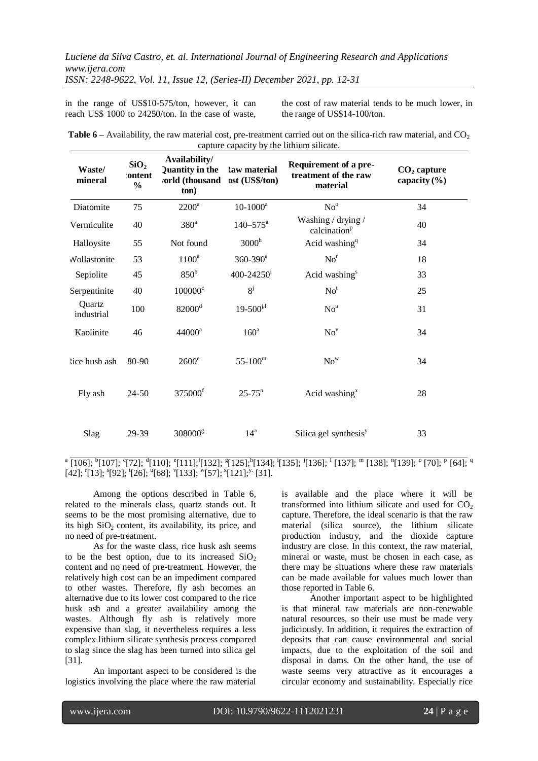in the range of US$10-575/ton, however, it can reach US$ 1000 to 24250/ton. In the case of waste, the cost of raw material tends to be much lower, in the range of US$14-100/ton.

**Table 6 –** Availability, the raw material cost, pre-treatment carried out on the silica-rich raw material, and $CO_2$ capture capacity by the lithium silicate.

| Waste/ mineral | $SiO_2$ content % | Availability/ Quantity in the world (thousand ton) | Raw material cost (US$/ton) | Requirement of a pre-treatment of the raw material | $CO_2$ capture capacity (%) |
|---|---|---|---|---|---|
| Diatomite | 75 | 2200[a] | 10-1000[a] | No[o] | 34 |
| Vermiculite | 40 | 380[a] | 140–575[a] | Washing / drying / calcination[p] | 40 |
| Halloysite | 55 | Not found | 3000[h] | Acid washing[q] | 34 |
| Wollastonite | 53 | 1100[a] | 360-390[a] | No[r] | 18 |
| Sepiolite | 45 | 850[b] | 400-24250[i] | Acid washing[s] | 33 |
| Serpentinite | 40 | 100000[c] | 8[j] | No[t] | 25 |
| Quartz industrial | 100 | 82000[d] | 19-500[j,l] | No[u] | 31 |
| Kaolinite | 46 | 44000[a] | 160[a] | No[v] | 34 |
| Rice hush ash | 80-90 | 2600[e] | 55-100[m] | No[w] | 34 |
| Fly ash | 24-50 | 375000[f] | 25-75[n] | Acid washing[x] | 28 |
| Slag | 29-39 | 308000[g] | 14[a] | Silica gel synthesis[y] | 33 |

[a] [106]; [b][107]; [c][72]; [d][110]; [e][111];[f][132]; [g][125];[h][134]; [i][135]; [j][136]; [l] [137]; [m] [138]; [n][139]; [o] [70]; [p] [64]; [q] [42]; [r][13]; [s][92]; [t][26]; [u][68]; [v][133]; [w][57]; [x][121];[y] [31].

Among the options described in Table 6, related to the minerals class, quartz stands out. It seems to be the most promising alternative, due to its high $SiO_2$ content, its availability, its price, and no need of pre-treatment.

As for the waste class, rice husk ash seems to be the best option, due to its increased $SiO_2$ content and no need of pre-treatment. However, the relatively high cost can be an impediment compared to other wastes. Therefore, fly ash becomes an alternative due to its lower cost compared to the rice husk ash and a greater availability among the wastes. Although fly ash is relatively more expensive than slag, it nevertheless requires a less complex lithium silicate synthesis process compared to slag since the slag has been turned into silica gel [31].

An important aspect to be considered is the logistics involving the place where the raw material is available and the place where it will be transformed into lithium silicate and used for $CO_2$ capture. Therefore, the ideal scenario is that the raw material (silica source), the lithium silicate production industry, and the dioxide capture industry are close. In this context, the raw material, mineral or waste, must be chosen in each case, as there may be situations where these raw materials can be made available for values much lower than those reported in Table 6.

Another important aspect to be highlighted is that mineral raw materials are non-renewable natural resources, so their use must be made very judiciously. In addition, it requires the extraction of deposits that can cause environmental and social impacts, due to the exploitation of the soil and disposal in dams. On the other hand, the use of waste seems very attractive as it encourages a circular economy and sustainability. Especially rice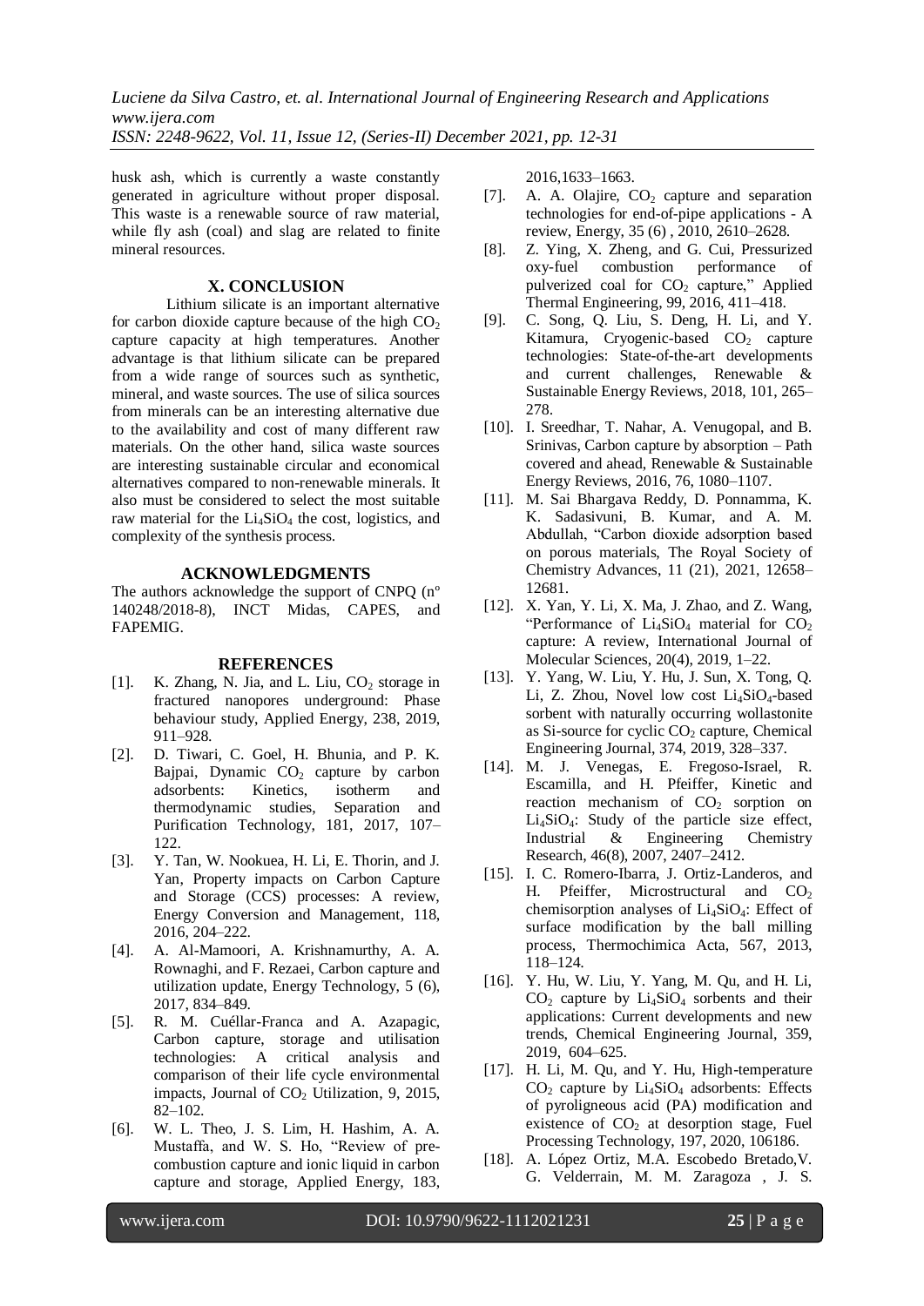husk ash, which is currently a waste constantly generated in agriculture without proper disposal. This waste is a renewable source of raw material, while fly ash (coal) and slag are related to finite mineral resources.

## X. CONCLUSION

Lithium silicate is an important alternative for carbon dioxide capture because of the high $CO_2$ capture capacity at high temperatures. Another advantage is that lithium silicate can be prepared from a wide range of sources such as synthetic, mineral, and waste sources. The use of silica sources from minerals can be an interesting alternative due to the availability and cost of many different raw materials. On the other hand, silica waste sources are interesting sustainable circular and economical alternatives compared to non-renewable minerals. It also must be considered to select the most suitable raw material for the $Li_4SiO_4$ the cost, logistics, and complexity of the synthesis process.

## ACKNOWLEDGMENTS

The authors acknowledge the support of CNPQ (nº 140248/2018-8), INCT Midas, CAPES, and FAPEMIG.

## REFERENCES

[1]. K. Zhang, N. Jia, and L. Liu, $CO_2$ storage in fractured nanopores underground: Phase behaviour study, Applied Energy, 238, 2019, 911–928.

[2]. D. Tiwari, C. Goel, H. Bhunia, and P. K. Bajpai, Dynamic $CO_2$ capture by carbon adsorbents: Kinetics, isotherm and thermodynamic studies, Separation and Purification Technology, 181, 2017, 107–122.

[3]. Y. Tan, W. Nookuea, H. Li, E. Thorin, and J. Yan, Property impacts on Carbon Capture and Storage (CCS) processes: A review, Energy Conversion and Management, 118, 2016, 204–222.

[4]. A. Al-Mamoori, A. Krishnamurthy, A. A. Rownaghi, and F. Rezaei, Carbon capture and utilization update, Energy Technology, 5 (6), 2017, 834–849.

[5]. R. M. Cuéllar-Franca and A. Azapagic, Carbon capture, storage and utilisation technologies: A critical analysis and comparison of their life cycle environmental impacts, Journal of $CO_2$ Utilization, 9, 2015, 82–102.

[6]. W. L. Theo, J. S. Lim, H. Hashim, A. A. Mustaffa, and W. S. Ho, "Review of pre-combustion capture and ionic liquid in carbon capture and storage, Applied Energy, 183, 2016,1633–1663.

[7]. A. A. Olajire, $CO_2$ capture and separation technologies for end-of-pipe applications - A review, Energy, 35 (6) , 2010, 2610–2628.

[8]. Z. Ying, X. Zheng, and G. Cui, Pressurized oxy-fuel combustion performance of pulverized coal for $CO_2$ capture," Applied Thermal Engineering, 99, 2016, 411–418.

[9]. C. Song, Q. Liu, S. Deng, H. Li, and Y. Kitamura, Cryogenic-based $CO_2$ capture technologies: State-of-the-art developments and current challenges, Renewable & Sustainable Energy Reviews, 2018, 101, 265–278.

[10]. I. Sreedhar, T. Nahar, A. Venugopal, and B. Srinivas, Carbon capture by absorption – Path covered and ahead, Renewable & Sustainable Energy Reviews, 2016, 76, 1080–1107.

[11]. M. Sai Bhargava Reddy, D. Ponnamma, K. K. Sadasivuni, B. Kumar, and A. M. Abdullah, "Carbon dioxide adsorption based on porous materials, The Royal Society of Chemistry Advances, 11 (21), 2021, 12658–12681.

[12]. X. Yan, Y. Li, X. Ma, J. Zhao, and Z. Wang, "Performance of $Li_4SiO_4$ material for $CO_2$ capture: A review, International Journal of Molecular Sciences, 20(4), 2019, 1–22.

[13]. Y. Yang, W. Liu, Y. Hu, J. Sun, X. Tong, Q. Li, Z. Zhou, Novel low cost $Li_4SiO_4$-based sorbent with naturally occurring wollastonite as Si-source for cyclic $CO_2$ capture, Chemical Engineering Journal, 374, 2019, 328–337.

[14]. M. J. Venegas, E. Fregoso-Israel, R. Escamilla, and H. Pfeiffer, Kinetic and reaction mechanism of $CO_2$ sorption on $Li_4SiO_4$: Study of the particle size effect, Industrial & Engineering Chemistry Research, 46(8), 2007, 2407–2412.

[15]. I. C. Romero-Ibarra, J. Ortiz-Landeros, and H. Pfeiffer, Microstructural and $CO_2$ chemisorption analyses of $Li_4SiO_4$: Effect of surface modification by the ball milling process, Thermochimica Acta, 567, 2013, 118–124.

[16]. Y. Hu, W. Liu, Y. Yang, M. Qu, and H. Li, $CO_2$ capture by $Li_4SiO_4$ sorbents and their applications: Current developments and new trends, Chemical Engineering Journal, 359, 2019, 604–625.

[17]. H. Li, M. Qu, and Y. Hu, High-temperature $CO_2$ capture by $Li_4SiO_4$ adsorbents: Effects of pyroligneous acid (PA) modification and existence of $CO_2$ at desorption stage, Fuel Processing Technology, 197, 2020, 106186.

[18]. A. López Ortiz, M.A. Escobedo Bretado,V. G. Velderrain, M. M. Zaragoza , J. S.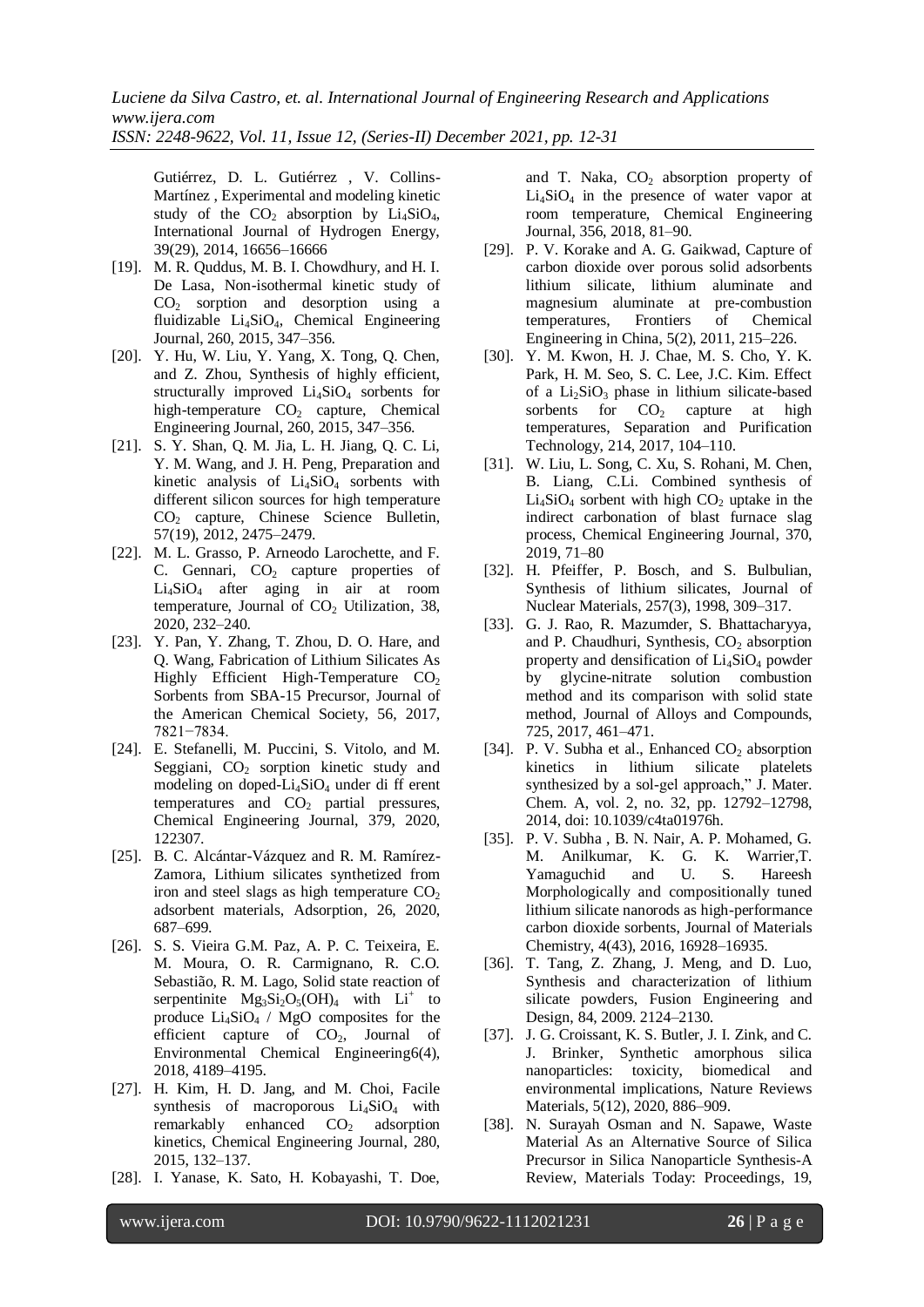Gutiérrez, D. L. Gutiérrez , V. Collins-Martínez , Experimental and modeling kinetic study of the $CO_2$ absorption by $Li_4SiO_4$, International Journal of Hydrogen Energy, 39(29), 2014, 16656–16666

[19]. M. R. Quddus, M. B. I. Chowdhury, and H. I. De Lasa, Non-isothermal kinetic study of $CO_2$ sorption and desorption using a fluidizable $Li_4SiO_4$, Chemical Engineering Journal, 260, 2015, 347–356.

[20]. Y. Hu, W. Liu, Y. Yang, X. Tong, Q. Chen, and Z. Zhou, Synthesis of highly efficient, structurally improved $Li_4SiO_4$ sorbents for high-temperature $CO_2$ capture, Chemical Engineering Journal, 260, 2015, 347–356.

[21]. S. Y. Shan, Q. M. Jia, L. H. Jiang, Q. C. Li, Y. M. Wang, and J. H. Peng, Preparation and kinetic analysis of $Li_4SiO_4$ sorbents with different silicon sources for high temperature $CO_2$ capture, Chinese Science Bulletin, 57(19), 2012, 2475–2479.

[22]. M. L. Grasso, P. Arneodo Larochette, and F. C. Gennari, $CO_2$ capture properties of $Li_4SiO_4$ after aging in air at room temperature, Journal of $CO_2$ Utilization, 38, 2020, 232–240.

[23]. Y. Pan, Y. Zhang, T. Zhou, D. O. Hare, and Q. Wang, Fabrication of Lithium Silicates As Highly Efficient High-Temperature $CO_2$ Sorbents from SBA-15 Precursor, Journal of the American Chemical Society, 56, 2017, 7821−7834.

[24]. E. Stefanelli, M. Puccini, S. Vitolo, and M. Seggiani, $CO_2$ sorption kinetic study and modeling on doped-$Li_4SiO_4$ under di ff erent temperatures and $CO_2$ partial pressures, Chemical Engineering Journal, 379, 2020, 122307.

[25]. B. C. Alcántar-Vázquez and R. M. Ramírez-Zamora, Lithium silicates synthetized from iron and steel slags as high temperature $CO_2$ adsorbent materials, Adsorption, 26, 2020, 687–699.

[26]. S. S. Vieira G.M. Paz, A. P. C. Teixeira, E. M. Moura, O. R. Carmignano, R. C.O. Sebastião, R. M. Lago, Solid state reaction of serpentinite $Mg_3Si_2O_5(OH)_4$ with $Li^+$ to produce $Li_4SiO_4$ / MgO composites for the efficient capture of $CO_2$, Journal of Environmental Chemical Engineering6(4), 2018, 4189–4195.

[27]. H. Kim, H. D. Jang, and M. Choi, Facile synthesis of macroporous $Li_4SiO_4$ with remarkably enhanced $CO_2$ adsorption kinetics, Chemical Engineering Journal, 280, 2015, 132–137.

[28]. I. Yanase, K. Sato, H. Kobayashi, T. Doe, and T. Naka, $CO_2$ absorption property of $Li_4SiO_4$ in the presence of water vapor at room temperature, Chemical Engineering Journal, 356, 2018, 81–90.

[29]. P. V. Korake and A. G. Gaikwad, Capture of carbon dioxide over porous solid adsorbents lithium silicate, lithium aluminate and magnesium aluminate at pre-combustion temperatures, Frontiers of Chemical Engineering in China, 5(2), 2011, 215–226.

[30]. Y. M. Kwon, H. J. Chae, M. S. Cho, Y. K. Park, H. M. Seo, S. C. Lee, J.C. Kim. Effect of a $Li_2SiO_3$ phase in lithium silicate-based sorbents for $CO_2$ capture at high temperatures, Separation and Purification Technology, 214, 2017, 104–110.

[31]. W. Liu, L. Song, C. Xu, S. Rohani, M. Chen, B. Liang, C.Li. Combined synthesis of $Li_4SiO_4$ sorbent with high $CO_2$ uptake in the indirect carbonation of blast furnace slag process, Chemical Engineering Journal, 370, 2019, 71–80

[32]. H. Pfeiffer, P. Bosch, and S. Bulbulian, Synthesis of lithium silicates, Journal of Nuclear Materials, 257(3), 1998, 309–317.

[33]. G. J. Rao, R. Mazumder, S. Bhattacharyya, and P. Chaudhuri, Synthesis, $CO_2$ absorption property and densification of $Li_4SiO_4$ powder by glycine-nitrate solution combustion method and its comparison with solid state method, Journal of Alloys and Compounds, 725, 2017, 461–471.

[34]. P. V. Subha et al., Enhanced $CO_2$ absorption kinetics in lithium silicate platelets synthesized by a sol-gel approach," J. Mater. Chem. A, vol. 2, no. 32, pp. 12792–12798, 2014, doi: 10.1039/c4ta01976h.

[35]. P. V. Subha , B. N. Nair, A. P. Mohamed, G. M. Anilkumar, K. G. K. Warrier,T. Yamaguchid and U. S. Hareesh Morphologically and compositionally tuned lithium silicate nanorods as high-performance carbon dioxide sorbents, Journal of Materials Chemistry, 4(43), 2016, 16928–16935.

[36]. T. Tang, Z. Zhang, J. Meng, and D. Luo, Synthesis and characterization of lithium silicate powders, Fusion Engineering and Design, 84, 2009. 2124–2130.

[37]. J. G. Croissant, K. S. Butler, J. I. Zink, and C. J. Brinker, Synthetic amorphous silica nanoparticles: toxicity, biomedical and environmental implications, Nature Reviews Materials, 5(12), 2020, 886–909.

[38]. N. Surayah Osman and N. Sapawe, Waste Material As an Alternative Source of Silica Precursor in Silica Nanoparticle Synthesis-A Review, Materials Today: Proceedings, 19,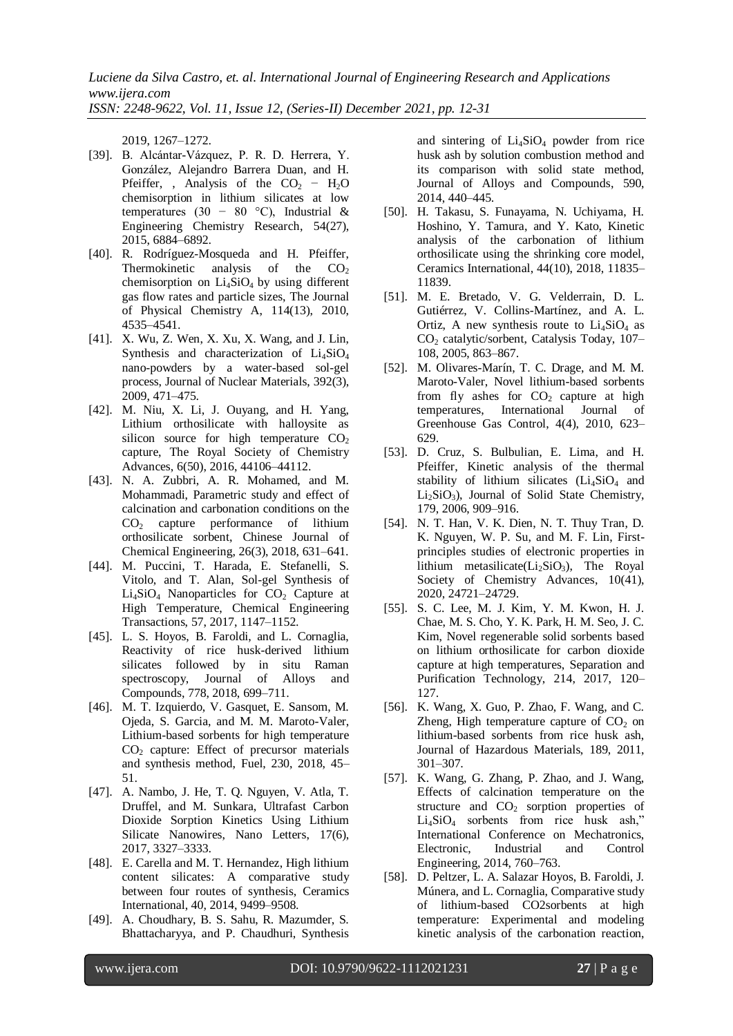2019, 1267–1272.

[39]. B. Alcántar-Vázquez, P. R. D. Herrera, Y. González, Alejandro Barrera Duan, and H. Pfeiffer, , Analysis of the $CO_2$ − $H_2O$ chemisorption in lithium silicates at low temperatures (30 − 80 °C), Industrial & Engineering Chemistry Research, 54(27), 2015, 6884–6892.

[40]. R. Rodríguez-Mosqueda and H. Pfeiffer, Thermokinetic analysis of the $CO_2$ chemisorption on $Li_4SiO_4$ by using different gas flow rates and particle sizes, The Journal of Physical Chemistry A, 114(13), 2010, 4535–4541.

[41]. X. Wu, Z. Wen, X. Xu, X. Wang, and J. Lin, Synthesis and characterization of $Li_4SiO_4$ nano-powders by a water-based sol-gel process, Journal of Nuclear Materials, 392(3), 2009, 471–475.

[42]. M. Niu, X. Li, J. Ouyang, and H. Yang, Lithium orthosilicate with halloysite as silicon source for high temperature $CO_2$ capture, The Royal Society of Chemistry Advances, 6(50), 2016, 44106–44112.

[43]. N. A. Zubbri, A. R. Mohamed, and M. Mohammadi, Parametric study and effect of calcination and carbonation conditions on the $CO_2$ capture performance of lithium orthosilicate sorbent, Chinese Journal of Chemical Engineering, 26(3), 2018, 631–641.

[44]. M. Puccini, T. Harada, E. Stefanelli, S. Vitolo, and T. Alan, Sol-gel Synthesis of $Li_4SiO_4$ Nanoparticles for $CO_2$ Capture at High Temperature, Chemical Engineering Transactions, 57, 2017, 1147–1152.

[45]. L. S. Hoyos, B. Faroldi, and L. Cornaglia, Reactivity of rice husk-derived lithium silicates followed by in situ Raman spectroscopy, Journal of Alloys and Compounds, 778, 2018, 699–711.

[46]. M. T. Izquierdo, V. Gasquet, E. Sansom, M. Ojeda, S. Garcia, and M. M. Maroto-Valer, Lithium-based sorbents for high temperature $CO_2$ capture: Effect of precursor materials and synthesis method, Fuel, 230, 2018, 45–51.

[47]. A. Nambo, J. He, T. Q. Nguyen, V. Atla, T. Druffel, and M. Sunkara, Ultrafast Carbon Dioxide Sorption Kinetics Using Lithium Silicate Nanowires, Nano Letters, 17(6), 2017, 3327–3333.

[48]. E. Carella and M. T. Hernandez, High lithium content silicates: A comparative study between four routes of synthesis, Ceramics International, 40, 2014, 9499–9508.

[49]. A. Choudhary, B. S. Sahu, R. Mazumder, S. Bhattacharyya, and P. Chaudhuri, Synthesis and sintering of $Li_4SiO_4$ powder from rice husk ash by solution combustion method and its comparison with solid state method, Journal of Alloys and Compounds, 590, 2014, 440–445.

[50]. H. Takasu, S. Funayama, N. Uchiyama, H. Hoshino, Y. Tamura, and Y. Kato, Kinetic analysis of the carbonation of lithium orthosilicate using the shrinking core model, Ceramics International, 44(10), 2018, 11835–11839.

[51]. M. E. Bretado, V. G. Velderrain, D. L. Gutiérrez, V. Collins-Martínez, and A. L. Ortiz, A new synthesis route to $Li_4SiO_4$ as $CO_2$ catalytic/sorbent, Catalysis Today, 107–108, 2005, 863–867.

[52]. M. Olivares-Marín, T. C. Drage, and M. M. Maroto-Valer, Novel lithium-based sorbents from fly ashes for $CO_2$ capture at high temperatures, International Journal of Greenhouse Gas Control, 4(4), 2010, 623–629.

[53]. D. Cruz, S. Bulbulian, E. Lima, and H. Pfeiffer, Kinetic analysis of the thermal stability of lithium silicates ($Li_4SiO_4$ and $Li_2SiO_3$), Journal of Solid State Chemistry, 179, 2006, 909–916.

[54]. N. T. Han, V. K. Dien, N. T. Thuy Tran, D. K. Nguyen, W. P. Su, and M. F. Lin, First-principles studies of electronic properties in lithium metasilicate($Li_2SiO_3$), The Royal Society of Chemistry Advances, 10(41), 2020, 24721–24729.

[55]. S. C. Lee, M. J. Kim, Y. M. Kwon, H. J. Chae, M. S. Cho, Y. K. Park, H. M. Seo, J. C. Kim, Novel regenerable solid sorbents based on lithium orthosilicate for carbon dioxide capture at high temperatures, Separation and Purification Technology, 214, 2017, 120–127.

[56]. K. Wang, X. Guo, P. Zhao, F. Wang, and C. Zheng, High temperature capture of $CO_2$ on lithium-based sorbents from rice husk ash, Journal of Hazardous Materials, 189, 2011, 301–307.

[57]. K. Wang, G. Zhang, P. Zhao, and J. Wang, Effects of calcination temperature on the structure and $CO_2$ sorption properties of $Li_4SiO_4$ sorbents from rice husk ash," International Conference on Mechatronics, Electronic, Industrial and Control Engineering, 2014, 760–763.

[58]. D. Peltzer, L. A. Salazar Hoyos, B. Faroldi, J. Múnera, and L. Cornaglia, Comparative study of lithium-based CO2sorbents at high temperature: Experimental and modeling kinetic analysis of the carbonation reaction,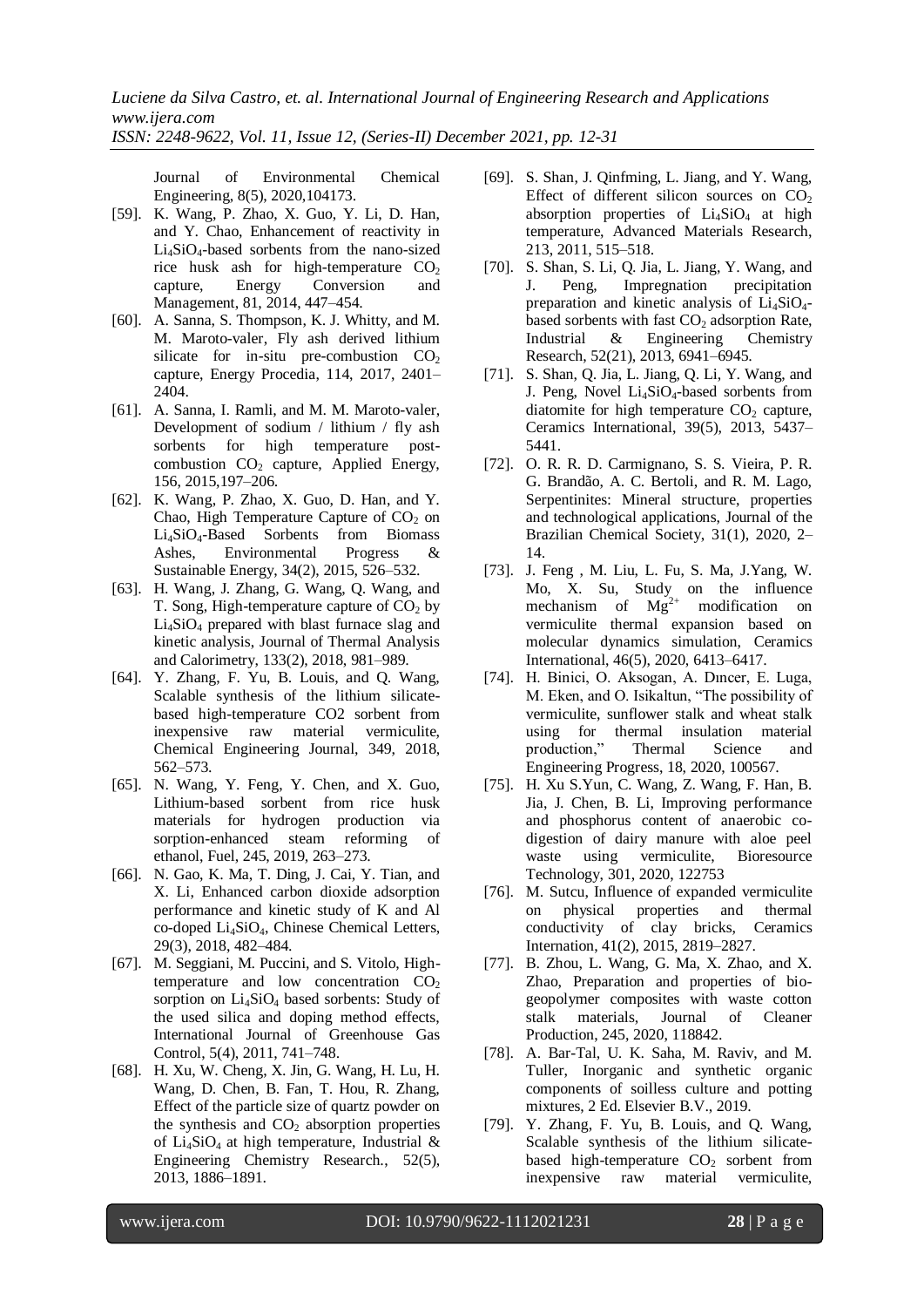Journal of Environmental Chemical Engineering, 8(5), 2020,104173.

[59]. K. Wang, P. Zhao, X. Guo, Y. Li, D. Han, and Y. Chao, Enhancement of reactivity in $Li_4SiO_4$-based sorbents from the nano-sized rice husk ash for high-temperature $CO_2$ capture, Energy Conversion and Management, 81, 2014, 447–454.

[60]. A. Sanna, S. Thompson, K. J. Whitty, and M. M. Maroto-valer, Fly ash derived lithium silicate for in-situ pre-combustion $CO_2$ capture, Energy Procedia, 114, 2017, 2401–2404.

[61]. A. Sanna, I. Ramli, and M. M. Maroto-valer, Development of sodium / lithium / fly ash sorbents for high temperature post-combustion $CO_2$ capture, Applied Energy, 156, 2015,197–206.

[62]. K. Wang, P. Zhao, X. Guo, D. Han, and Y. Chao, High Temperature Capture of $CO_2$ on $Li_4SiO_4$-Based Sorbents from Biomass Ashes, Environmental Progress & Sustainable Energy, 34(2), 2015, 526–532.

[63]. H. Wang, J. Zhang, G. Wang, Q. Wang, and T. Song, High-temperature capture of $CO_2$ by $Li_4SiO_4$ prepared with blast furnace slag and kinetic analysis, Journal of Thermal Analysis and Calorimetry, 133(2), 2018, 981–989.

[64]. Y. Zhang, F. Yu, B. Louis, and Q. Wang, Scalable synthesis of the lithium silicate-based high-temperature CO2 sorbent from inexpensive raw material vermiculite, Chemical Engineering Journal, 349, 2018, 562–573.

[65]. N. Wang, Y. Feng, Y. Chen, and X. Guo, Lithium-based sorbent from rice husk materials for hydrogen production via sorption-enhanced steam reforming of ethanol, Fuel, 245, 2019, 263–273.

[66]. N. Gao, K. Ma, T. Ding, J. Cai, Y. Tian, and X. Li, Enhanced carbon dioxide adsorption performance and kinetic study of K and Al co-doped $Li_4SiO_4$, Chinese Chemical Letters, 29(3), 2018, 482–484.

[67]. M. Seggiani, M. Puccini, and S. Vitolo, High-temperature and low concentration $CO_2$ sorption on $Li_4SiO_4$ based sorbents: Study of the used silica and doping method effects, International Journal of Greenhouse Gas Control, 5(4), 2011, 741–748.

[68]. H. Xu, W. Cheng, X. Jin, G. Wang, H. Lu, H. Wang, D. Chen, B. Fan, T. Hou, R. Zhang, Effect of the particle size of quartz powder on the synthesis and $CO_2$ absorption properties of $Li_4SiO_4$ at high temperature, Industrial & Engineering Chemistry Research., 52(5), 2013, 1886–1891.

[69]. S. Shan, J. Qinfming, L. Jiang, and Y. Wang, Effect of different silicon sources on $CO_2$ absorption properties of $Li_4SiO_4$ at high temperature, Advanced Materials Research, 213, 2011, 515–518.

[70]. S. Shan, S. Li, Q. Jia, L. Jiang, Y. Wang, and J. Peng, Impregnation precipitation preparation and kinetic analysis of $Li_4SiO_4$-based sorbents with fast $CO_2$ adsorption Rate, Industrial & Engineering Chemistry Research, 52(21), 2013, 6941–6945.

[71]. S. Shan, Q. Jia, L. Jiang, Q. Li, Y. Wang, and J. Peng, Novel $Li_4SiO_4$-based sorbents from diatomite for high temperature $CO_2$ capture, Ceramics International, 39(5), 2013, 5437–5441.

[72]. O. R. R. D. Carmignano, S. S. Vieira, P. R. G. Brandão, A. C. Bertoli, and R. M. Lago, Serpentinites: Mineral structure, properties and technological applications, Journal of the Brazilian Chemical Society, 31(1), 2020, 2–14.

[73]. J. Feng , M. Liu, L. Fu, S. Ma, J.Yang, W. Mo, X. Su, Study on the influence mechanism of $Mg^{2+}$ modification on vermiculite thermal expansion based on molecular dynamics simulation, Ceramics International, 46(5), 2020, 6413–6417.

[74]. H. Binici, O. Aksogan, A. Dıncer, E. Luga, M. Eken, and O. Isikaltun, "The possibility of vermiculite, sunflower stalk and wheat stalk using for thermal insulation material production," Thermal Science and Engineering Progress, 18, 2020, 100567.

[75]. H. Xu S.Yun, C. Wang, Z. Wang, F. Han, B. Jia, J. Chen, B. Li, Improving performance and phosphorus content of anaerobic co-digestion of dairy manure with aloe peel waste using vermiculite, Bioresource Technology, 301, 2020, 122753

[76]. M. Sutcu, Influence of expanded vermiculite on physical properties and thermal conductivity of clay bricks, Ceramics Internation, 41(2), 2015, 2819–2827.

[77]. B. Zhou, L. Wang, G. Ma, X. Zhao, and X. Zhao, Preparation and properties of bio-geopolymer composites with waste cotton stalk materials, Journal of Cleaner Production, 245, 2020, 118842.

[78]. A. Bar-Tal, U. K. Saha, M. Raviv, and M. Tuller, Inorganic and synthetic organic components of soilless culture and potting mixtures, 2 Ed. Elsevier B.V., 2019.

[79]. Y. Zhang, F. Yu, B. Louis, and Q. Wang, Scalable synthesis of the lithium silicate-based high-temperature $CO_2$ sorbent from inexpensive raw material vermiculite,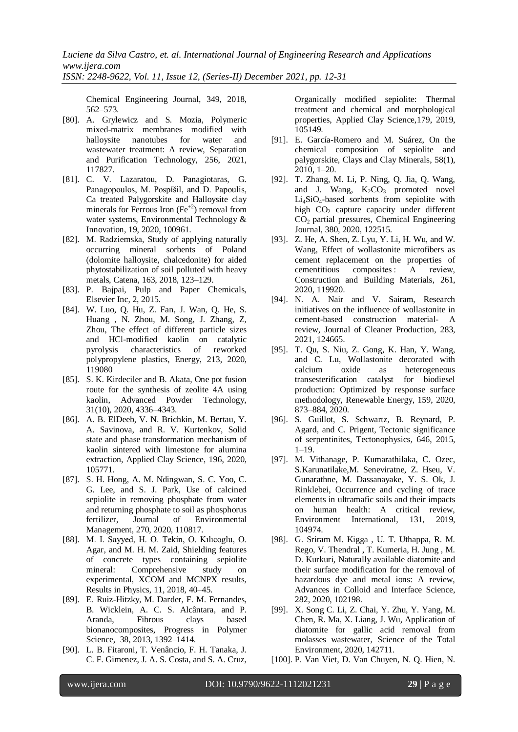Chemical Engineering Journal, 349, 2018, 562–573.

[80]. A. Grylewicz and S. Mozia, Polymeric mixed-matrix membranes modified with halloysite nanotubes for water and wastewater treatment: A review, Separation and Purification Technology, 256, 2021, 117827.

[81]. C. V. Lazaratou, D. Panagiotaras, G. Panagopoulos, M. Pospíšil, and D. Papoulis, Ca treated Palygorskite and Halloysite clay minerals for Ferrous Iron ($Fe^{+2}$) removal from water systems, Environmental Technology & Innovation, 19, 2020, 100961.

[82]. M. Radziemska, Study of applying naturally occurring mineral sorbents of Poland (dolomite halloysite, chalcedonite) for aided phytostabilization of soil polluted with heavy metals, Catena, 163, 2018, 123–129.

[83]. P. Bajpai, Pulp and Paper Chemicals, Elsevier Inc, 2, 2015.

[84]. W. Luo, Q. Hu, Z. Fan, J. Wan, Q. He, S. Huang , N. Zhou, M. Song, J. Zhang, Z, Zhou, The effect of different particle sizes and HCl-modified kaolin on catalytic pyrolysis characteristics of reworked polypropylene plastics, Energy, 213, 2020, 119080

[85]. S. K. Kirdeciler and B. Akata, One pot fusion route for the synthesis of zeolite 4A using kaolin, Advanced Powder Technology, 31(10), 2020, 4336–4343.

[86]. A. B. ElDeeb, V. N. Brichkin, M. Bertau, Y. A. Savinova, and R. V. Kurtenkov, Solid state and phase transformation mechanism of kaolin sintered with limestone for alumina extraction, Applied Clay Science, 196, 2020, 105771.

[87]. S. H. Hong, A. M. Ndingwan, S. C. Yoo, C. G. Lee, and S. J. Park, Use of calcined sepiolite in removing phosphate from water and returning phosphate to soil as phosphorus fertilizer, Journal of Environmental Management, 270, 2020, 110817.

[88]. M. I. Sayyed, H. O. Tekin, O. Kılıcoglu, O. Agar, and M. H. M. Zaid, Shielding features of concrete types containing sepiolite mineral: Comprehensive study on experimental, XCOM and MCNPX results, Results in Physics, 11, 2018, 40–45.

[89]. E. Ruiz-Hitzky, M. Darder, F. M. Fernandes, B. Wicklein, A. C. S. Alcântara, and P. Aranda, Fibrous clays based bionanocomposites, Progress in Polymer Science, 38, 2013, 1392–1414.

[90]. L. B. Fitaroni, T. Venâncio, F. H. Tanaka, J. C. F. Gimenez, J. A. S. Costa, and S. A. Cruz, Organically modified sepiolite: Thermal treatment and chemical and morphological properties, Applied Clay Science,179, 2019, 105149.

[91]. E. García-Romero and M. Suárez, On the chemical composition of sepiolite and palygorskite, Clays and Clay Minerals, 58(1), 2010, 1–20.

[92]. T. Zhang, M. Li, P. Ning, Q. Jia, Q. Wang, and J. Wang, $K_2CO_3$ promoted novel $Li_4SiO_4$-based sorbents from sepiolite with high $CO_2$ capture capacity under different $CO_2$ partial pressures, Chemical Engineering Journal, 380, 2020, 122515.

[93]. Z. He, A. Shen, Z. Lyu, Y. Li, H. Wu, and W. Wang, Effect of wollastonite microfibers as cement replacement on the properties of cementitious composites : A review, Construction and Building Materials, 261, 2020, 119920.

[94]. N. A. Nair and V. Sairam, Research initiatives on the influence of wollastonite in cement-based construction material- A review, Journal of Cleaner Production, 283, 2021, 124665.

[95]. T. Qu, S. Niu, Z. Gong, K. Han, Y. Wang, and C. Lu, Wollastonite decorated with calcium oxide as heterogeneous transesterification catalyst for biodiesel production: Optimized by response surface methodology, Renewable Energy, 159, 2020, 873–884, 2020.

[96]. S. Guillot, S. Schwartz, B. Reynard, P. Agard, and C. Prigent, Tectonic significance of serpentinites, Tectonophysics, 646, 2015, 1–19.

[97]. M. Vithanage, P. Kumarathilaka, C. Ozec, S.Karunatilake,M. Seneviratne, Z. Hseu, V. Gunarathne, M. Dassanayake, Y. S. Ok, J. Rinklebei, Occurrence and cycling of trace elements in ultramafic soils and their impacts on human health: A critical review, Environment International, 131, 2019, 104974.

[98]. G. Sriram M. Kigga , U. T. Uthappa, R. M. Rego, V. Thendral , T. Kumeria, H. Jung , M. D. Kurkuri, Naturally available diatomite and their surface modification for the removal of hazardous dye and metal ions: A review, Advances in Colloid and Interface Science, 282, 2020, 102198.

[99]. X. Song C. Li, Z. Chai, Y. Zhu, Y. Yang, M. Chen, R. Ma, X. Liang, J. Wu, Application of diatomite for gallic acid removal from molasses wastewater, Science of the Total Environment, 2020, 142711.

[100]. P. Van Viet, D. Van Chuyen, N. Q. Hien, N.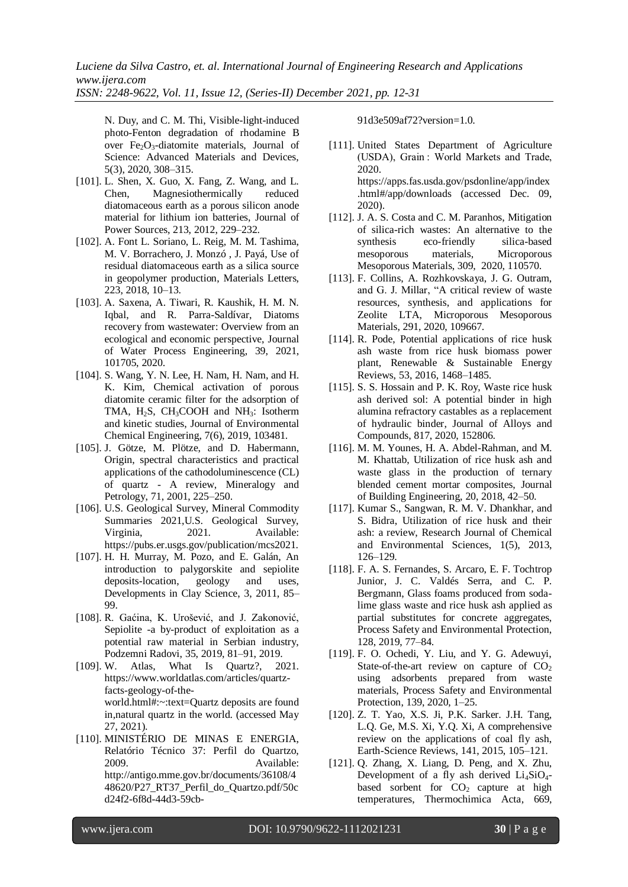N. Duy, and C. M. Thi, Visible-light-induced photo-Fenton degradation of rhodamine B over $Fe_2O_3$-diatomite materials, Journal of Science: Advanced Materials and Devices, 5(3), 2020, 308–315.

[101]. L. Shen, X. Guo, X. Fang, Z. Wang, and L. Chen, Magnesiothermically reduced diatomaceous earth as a porous silicon anode material for lithium ion batteries, Journal of Power Sources, 213, 2012, 229–232.

[102]. A. Font L. Soriano, L. Reig, M. M. Tashima, M. V. Borrachero, J. Monzó , J. Payá, Use of residual diatomaceous earth as a silica source in geopolymer production, Materials Letters, 223, 2018, 10–13.

[103]. A. Saxena, A. Tiwari, R. Kaushik, H. M. N. Iqbal, and R. Parra-Saldívar, Diatoms recovery from wastewater: Overview from an ecological and economic perspective, Journal of Water Process Engineering, 39, 2021, 101705, 2020.

[104]. S. Wang, Y. N. Lee, H. Nam, H. Nam, and H. K. Kim, Chemical activation of porous diatomite ceramic filter for the adsorption of TMA, $H_2S$, $CH_3COOH$ and $NH_3$: Isotherm and kinetic studies, Journal of Environmental Chemical Engineering, 7(6), 2019, 103481.

[105]. J. Götze, M. Plötze, and D. Habermann, Origin, spectral characteristics and practical applications of the cathodoluminescence (CL) of quartz - A review, Mineralogy and Petrology, 71, 2001, 225–250.

[106]. U.S. Geological Survey, Mineral Commodity Summaries 2021,U.S. Geological Survey, Virginia, 2021. Available: https://pubs.er.usgs.gov/publication/mcs2021.

[107]. H. H. Murray, M. Pozo, and E. Galán, An introduction to palygorskite and sepiolite deposits-location, geology and uses, Developments in Clay Science, 3, 2011, 85–99.

[108]. R. Gaćina, K. Urošević, and J. Zakonović, Sepiolite -a by-product of exploitation as a potential raw material in Serbian industry, Podzemni Radovi, 35, 2019, 81–91, 2019.

[109]. W. Atlas, What Is Quartz?, 2021. https://www.worldatlas.com/articles/quartz-facts-geology-of-the-world.html#:~:text=Quartz deposits are found in,natural quartz in the world. (accessed May 27, 2021).

[110]. MINISTÉRIO DE MINAS E ENERGIA, Relatório Técnico 37: Perfil do Quartzo, 2009. Available: http://antigo.mme.gov.br/documents/36108/448620/P27_RT37_Perfil_do_Quartzo.pdf/50cd24f2-6f8d-44d3-59cb-91d3e509af72?version=1.0.

[111]. United States Department of Agriculture (USDA), Grain : World Markets and Trade, 2020. https://apps.fas.usda.gov/psdonline/app/index.html#/app/downloads (accessed Dec. 09, 2020).

[112]. J. A. S. Costa and C. M. Paranhos, Mitigation of silica-rich wastes: An alternative to the synthesis eco-friendly silica-based mesoporous materials, Microporous Mesoporous Materials, 309, 2020, 110570.

[113]. F. Collins, A. Rozhkovskaya, J. G. Outram, and G. J. Millar, "A critical review of waste resources, synthesis, and applications for Zeolite LTA, Microporous Mesoporous Materials, 291, 2020, 109667.

[114]. R. Pode, Potential applications of rice husk ash waste from rice husk biomass power plant, Renewable & Sustainable Energy Reviews, 53, 2016, 1468–1485.

[115]. S. S. Hossain and P. K. Roy, Waste rice husk ash derived sol: A potential binder in high alumina refractory castables as a replacement of hydraulic binder, Journal of Alloys and Compounds, 817, 2020, 152806.

[116]. M. M. Younes, H. A. Abdel-Rahman, and M. M. Khattab, Utilization of rice husk ash and waste glass in the production of ternary blended cement mortar composites, Journal of Building Engineering, 20, 2018, 42–50.

[117]. Kumar S., Sangwan, R. M. V. Dhankhar, and S. Bidra, Utilization of rice husk and their ash: a review, Research Journal of Chemical and Environmental Sciences, 1(5), 2013, 126–129.

[118]. F. A. S. Fernandes, S. Arcaro, E. F. Tochtrop Junior, J. C. Valdés Serra, and C. P. Bergmann, Glass foams produced from soda-lime glass waste and rice husk ash applied as partial substitutes for concrete aggregates, Process Safety and Environmental Protection, 128, 2019, 77–84.

[119]. F. O. Ochedi, Y. Liu, and Y. G. Adewuyi, State-of-the-art review on capture of $CO_2$ using adsorbents prepared from waste materials, Process Safety and Environmental Protection, 139, 2020, 1–25.

[120]. Z. T. Yao, X.S. Ji, P.K. Sarker. J.H. Tang, L.Q. Ge, M.S. Xi, Y.Q. Xi, A comprehensive review on the applications of coal fly ash, Earth-Science Reviews, 141, 2015, 105–121.

[121]. Q. Zhang, X. Liang, D. Peng, and X. Zhu, Development of a fly ash derived $Li_4SiO_4$-based sorbent for $CO_2$ capture at high temperatures, Thermochimica Acta, 669,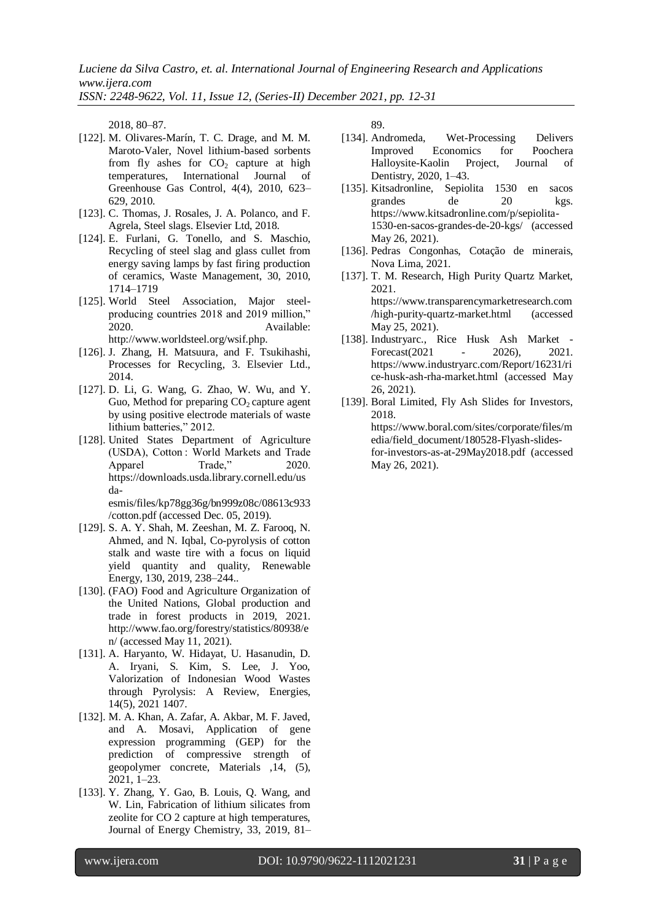2018, 80–87.

[122]. M. Olivares-Marín, T. C. Drage, and M. M. Maroto-Valer, Novel lithium-based sorbents from fly ashes for $CO_2$ capture at high temperatures, International Journal of Greenhouse Gas Control, 4(4), 2010, 623–629, 2010.

[123]. C. Thomas, J. Rosales, J. A. Polanco, and F. Agrela, Steel slags. Elsevier Ltd, 2018.

[124]. E. Furlani, G. Tonello, and S. Maschio, Recycling of steel slag and glass cullet from energy saving lamps by fast firing production of ceramics, Waste Management, 30, 2010, 1714–1719

[125]. World Steel Association, Major steel-producing countries 2018 and 2019 million," 2020. Available: http://www.worldsteel.org/wsif.php.

[126]. J. Zhang, H. Matsuura, and F. Tsukihashi, Processes for Recycling, 3. Elsevier Ltd., 2014.

[127]. D. Li, G. Wang, G. Zhao, W. Wu, and Y. Guo, Method for preparing $CO_2$ capture agent by using positive electrode materials of waste lithium batteries," 2012.

[128]. United States Department of Agriculture (USDA), Cotton : World Markets and Trade Apparel Trade," 2020. https://downloads.usda.library.cornell.edu/usda-esmis/files/kp78gg36g/bn999z08c/08613c933/cotton.pdf (accessed Dec. 05, 2019).

[129]. S. A. Y. Shah, M. Zeeshan, M. Z. Farooq, N. Ahmed, and N. Iqbal, Co-pyrolysis of cotton stalk and waste tire with a focus on liquid yield quantity and quality, Renewable Energy, 130, 2019, 238–244..

[130]. (FAO) Food and Agriculture Organization of the United Nations, Global production and trade in forest products in 2019, 2021. http://www.fao.org/forestry/statistics/80938/en/ (accessed May 11, 2021).

[131]. A. Haryanto, W. Hidayat, U. Hasanudin, D. A. Iryani, S. Kim, S. Lee, J. Yoo, Valorization of Indonesian Wood Wastes through Pyrolysis: A Review, Energies, 14(5), 2021 1407.

[132]. M. A. Khan, A. Zafar, A. Akbar, M. F. Javed, and A. Mosavi, Application of gene expression programming (GEP) for the prediction of compressive strength of geopolymer concrete, Materials ,14, (5), 2021, 1–23.

[133]. Y. Zhang, Y. Gao, B. Louis, Q. Wang, and W. Lin, Fabrication of lithium silicates from zeolite for CO 2 capture at high temperatures, Journal of Energy Chemistry, 33, 2019, 81–89.

[134]. Andromeda, Wet-Processing Delivers Improved Economics for Poochera Halloysite-Kaolin Project, Journal of Dentistry, 2020, 1–43.

[135]. Kitsadronline, Sepiolita 1530 en sacos grandes de 20 kgs. https://www.kitsadronline.com/p/sepiolita-1530-en-sacos-grandes-de-20-kgs/ (accessed May 26, 2021).

[136]. Pedras Congonhas, Cotação de minerais, Nova Lima, 2021.

[137]. T. M. Research, High Purity Quartz Market, 2021. https://www.transparencymarketresearch.com/high-purity-quartz-market.html (accessed May 25, 2021).

[138]. Industryarc., Rice Husk Ash Market - Forecast(2021 - 2026), 2021. https://www.industryarc.com/Report/16231/rice-husk-ash-rha-market.html (accessed May 26, 2021).

[139]. Boral Limited, Fly Ash Slides for Investors, 2018. https://www.boral.com/sites/corporate/files/media/field_document/180528-Flyash-slides-for-investors-as-at-29May2018.pdf (accessed May 26, 2021).